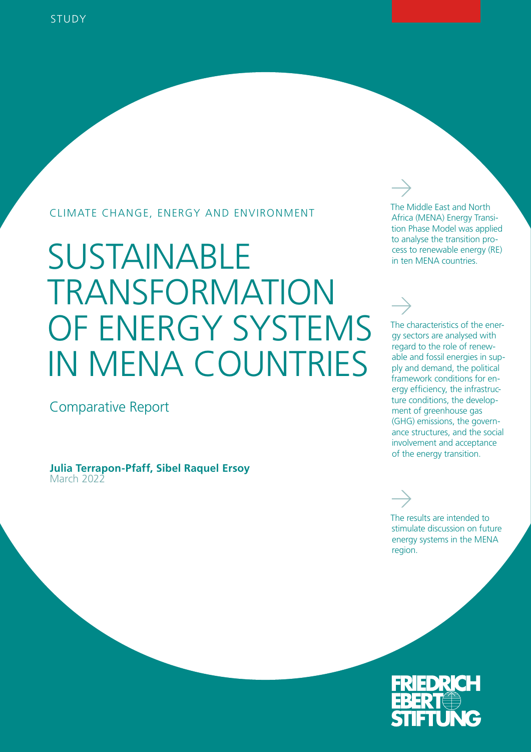STUDY

CLIMATE CHANGE, ENERGY AND ENVIRONMENT

# SUSTAINABLE TRANSFORMATION OF ENERGY SYSTEMS IN MENA COUNTRIES

## Comparative Report

**Julia Terrapon-Pfaff, Sibel Raquel Ersoy**
March 2022

→

The Middle East and North Africa (MENA) Energy Transition Phase Model was applied to analyse the transition process to renewable energy (RE) in ten MENA countries.

→

The characteristics of the energy sectors are analysed with regard to the role of renewable and fossil energies in supply and demand, the political framework conditions for energy efficiency, the infrastructure conditions, the development of greenhouse gas (GHG) emissions, the governance structures, and the social involvement and acceptance of the energy transition.

→

The results are intended to stimulate discussion on future energy systems in the MENA region.

FRIEDRICH EBERT STIFTUNG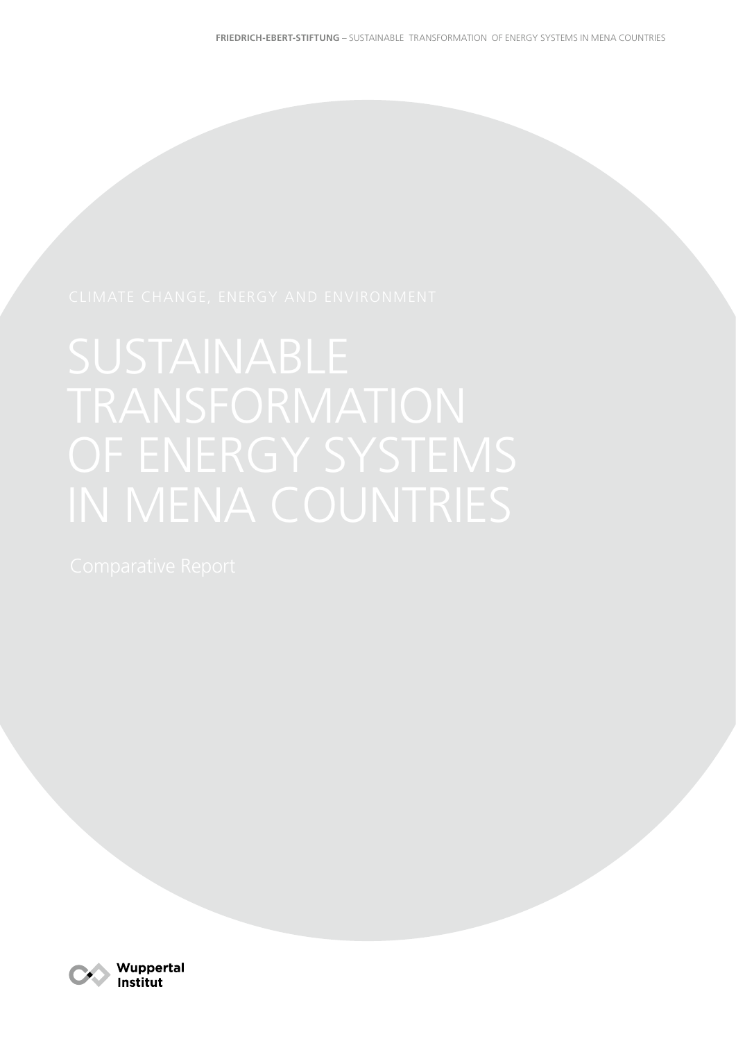CLIMATE CHANGE, ENERGY AND ENVIRONMENT

# SUSTAINABLE TRANSFORMATION OF ENERGY SYSTEMS IN MENA COUNTRIES

Comparative Report

Wuppertal Institut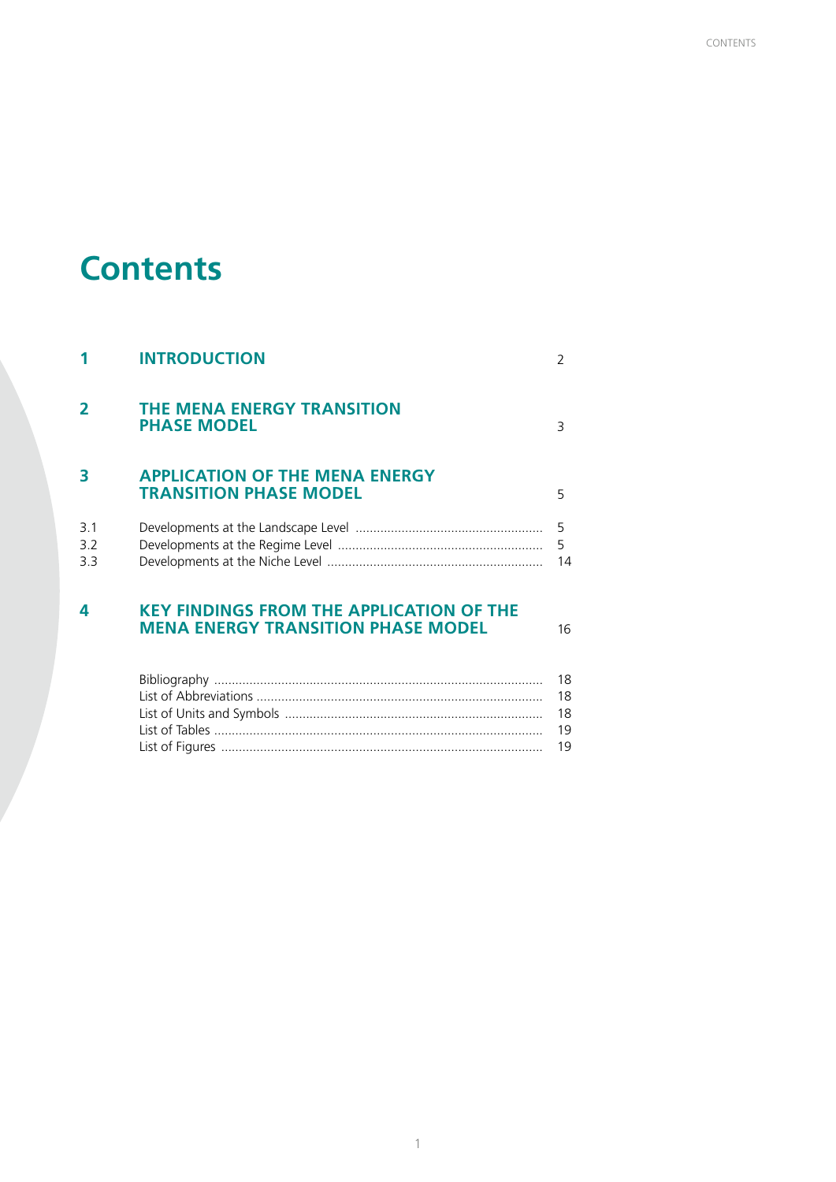# Contents

| | | |
|---|---|---|
| **1** | **INTRODUCTION** | 2 |
| **2** | **THE MENA ENERGY TRANSITION PHASE MODEL** | 3 |
| **3** | **APPLICATION OF THE MENA ENERGY TRANSITION PHASE MODEL** | 5 |
| 3.1 | Developments at the Landscape Level | 5 |
| 3.2 | Developments at the Regime Level | 5 |
| 3.3 | Developments at the Niche Level | 14 |
| **4** | **KEY FINDINGS FROM THE APPLICATION OF THE MENA ENERGY TRANSITION PHASE MODEL** | 16 |
| | Bibliography | 18 |
| | List of Abbreviations | 18 |
| | List of Units and Symbols | 18 |
| | List of Tables | 19 |
| | List of Figures | 19 |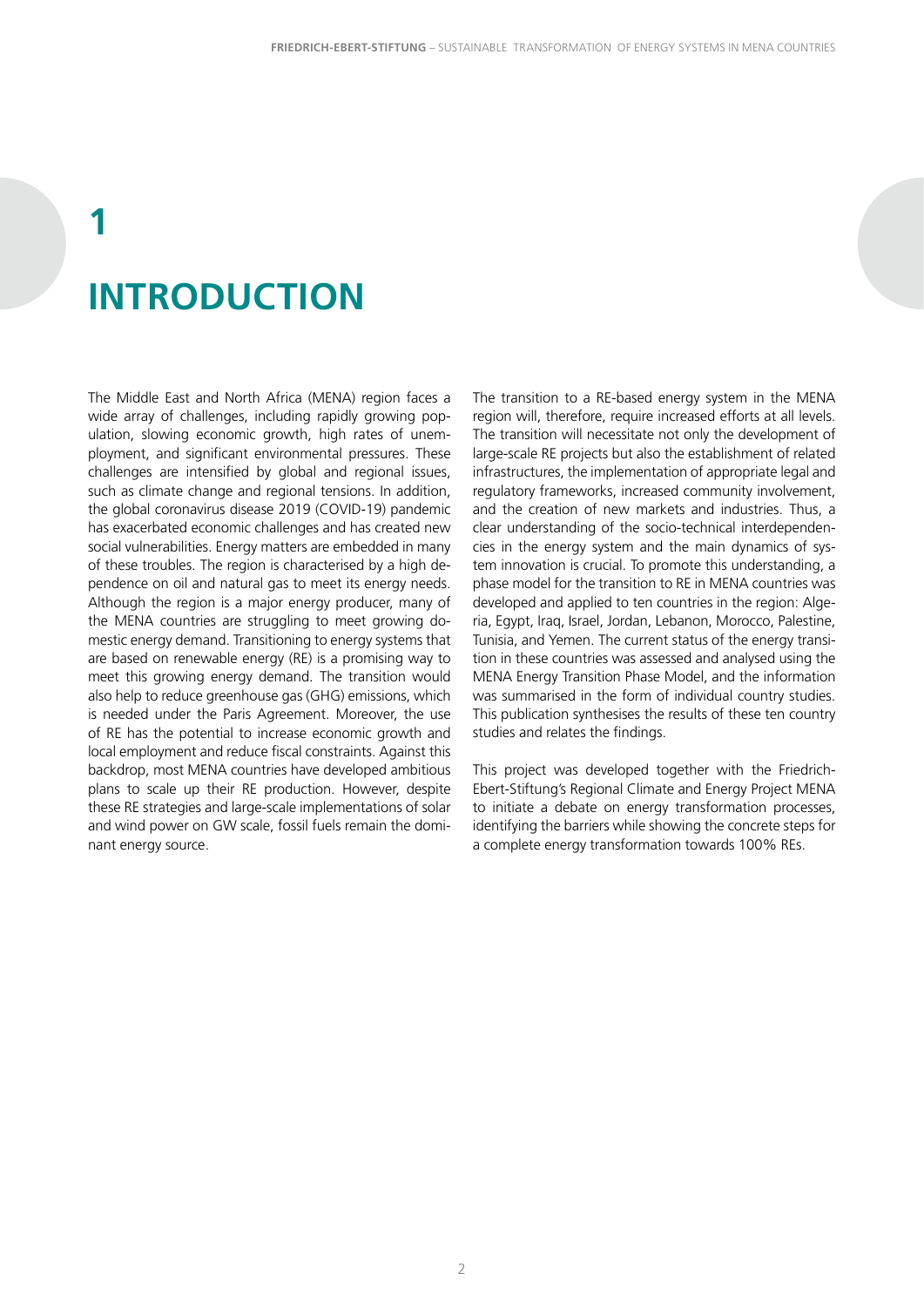# 1 INTRODUCTION

The Middle East and North Africa (MENA) region faces a wide array of challenges, including rapidly growing population, slowing economic growth, high rates of unemployment, and significant environmental pressures. These challenges are intensified by global and regional issues, such as climate change and regional tensions. In addition, the global coronavirus disease 2019 (COVID-19) pandemic has exacerbated economic challenges and has created new social vulnerabilities. Energy matters are embedded in many of these troubles. The region is characterised by a high dependence on oil and natural gas to meet its energy needs. Although the region is a major energy producer, many of the MENA countries are struggling to meet growing domestic energy demand. Transitioning to energy systems that are based on renewable energy (RE) is a promising way to meet this growing energy demand. The transition would also help to reduce greenhouse gas (GHG) emissions, which is needed under the Paris Agreement. Moreover, the use of RE has the potential to increase economic growth and local employment and reduce fiscal constraints. Against this backdrop, most MENA countries have developed ambitious plans to scale up their RE production. However, despite these RE strategies and large-scale implementations of solar and wind power on GW scale, fossil fuels remain the dominant energy source.

The transition to a RE-based energy system in the MENA region will, therefore, require increased efforts at all levels. The transition will necessitate not only the development of large-scale RE projects but also the establishment of related infrastructures, the implementation of appropriate legal and regulatory frameworks, increased community involvement, and the creation of new markets and industries. Thus, a clear understanding of the socio-technical interdependencies in the energy system and the main dynamics of system innovation is crucial. To promote this understanding, a phase model for the transition to RE in MENA countries was developed and applied to ten countries in the region: Algeria, Egypt, Iraq, Israel, Jordan, Lebanon, Morocco, Palestine, Tunisia, and Yemen. The current status of the energy transition in these countries was assessed and analysed using the MENA Energy Transition Phase Model, and the information was summarised in the form of individual country studies. This publication synthesises the results of these ten country studies and relates the findings.

This project was developed together with the Friedrich-Ebert-Stiftung's Regional Climate and Energy Project MENA to initiate a debate on energy transformation processes, identifying the barriers while showing the concrete steps for a complete energy transformation towards 100% REs.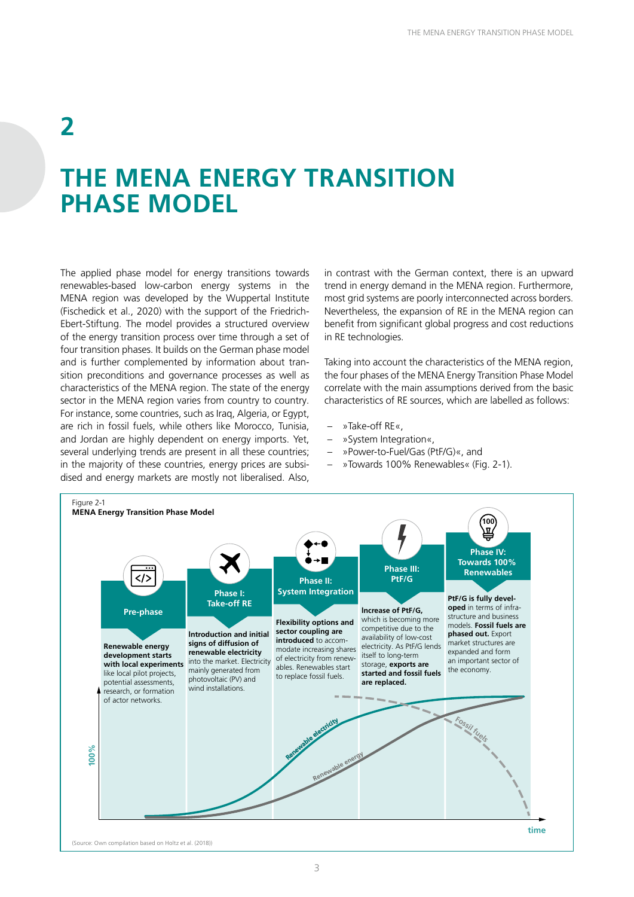# 2

# THE MENA ENERGY TRANSITION PHASE MODEL

The applied phase model for energy transitions towards renewables-based low-carbon energy systems in the MENA region was developed by the Wuppertal Institute (Fischedick et al., 2020) with the support of the Friedrich-Ebert-Stiftung. The model provides a structured overview of the energy transition process over time through a set of four transition phases. It builds on the German phase model and is further complemented by information about transition preconditions and governance processes as well as characteristics of the MENA region. The state of the energy sector in the MENA region varies from country to country. For instance, some countries, such as Iraq, Algeria, or Egypt, are rich in fossil fuels, while others like Morocco, Tunisia, and Jordan are highly dependent on energy imports. Yet, several underlying trends are present in all these countries; in the majority of these countries, energy prices are subsidised and energy markets are mostly not liberalised. Also, in contrast with the German context, there is an upward trend in energy demand in the MENA region. Furthermore, most grid systems are poorly interconnected across borders. Nevertheless, the expansion of RE in the MENA region can benefit from significant global progress and cost reductions in RE technologies.

Taking into account the characteristics of the MENA region, the four phases of the MENA Energy Transition Phase Model correlate with the main assumptions derived from the basic characteristics of RE sources, which are labelled as follows:

- »Take-off RE«,
- »System Integration«,
- »Power-to-Fuel/Gas (PtF/G)«, and
- »Towards 100% Renewables« (Fig. 2-1).

Figure 2-1
**MENA Energy Transition Phase Model**

**Pre-phase**
**Renewable energy development starts with local experiments** like local pilot projects, potential assessments, research, or formation of actor networks.

**Phase I: Take-off RE**
**Introduction and initial signs of diffusion of renewable electricity** into the market. Electricity mainly generated from photovoltaic (PV) and wind installations.

**Phase II: System Integration**
**Flexibility options and sector coupling are introduced** to accommodate increasing shares of electricity from renewables. Renewables start to replace fossil fuels.

**Phase III: PtF/G**
**Increase of PtF/G,** which is becoming more competitive due to the availability of low-cost electricity. As PtF/G lends itself to long-term storage, **exports are started and fossil fuels are replaced.**

**Phase IV: Towards 100% Renewables**
**PtF/G is fully developed** in terms of infrastructure and business models. **Fossil fuels are phased out.** Export market structures are expanded and form an important sector of the economy.

100% · Renewable electricity · Renewable energy · Fossil fuels · time

(Source: Own compilation based on Holtz et al. (2018))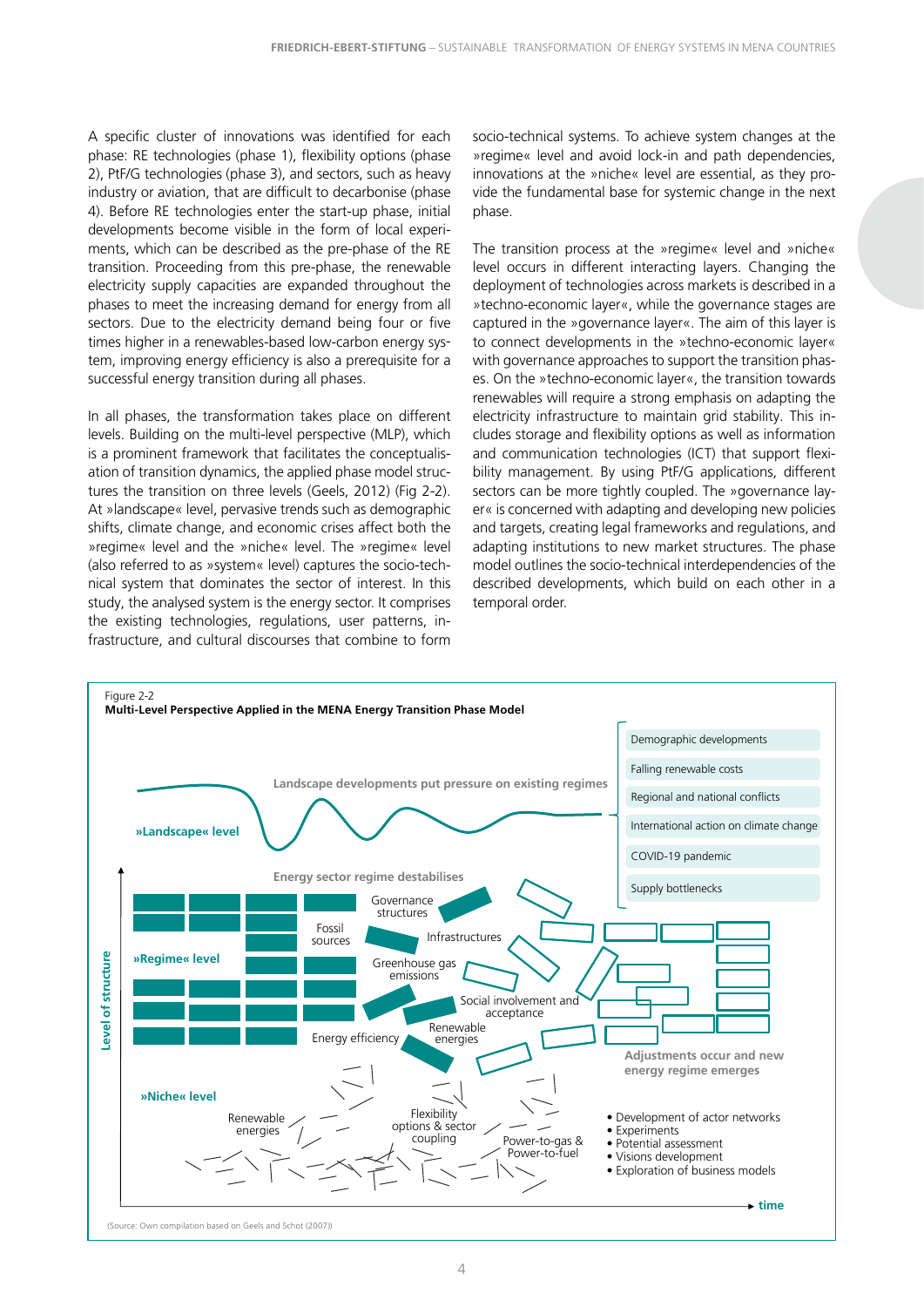A specific cluster of innovations was identified for each phase: RE technologies (phase 1), flexibility options (phase 2), PtF/G technologies (phase 3), and sectors, such as heavy industry or aviation, that are difficult to decarbonise (phase 4). Before RE technologies enter the start-up phase, initial developments become visible in the form of local experiments, which can be described as the pre-phase of the RE transition. Proceeding from this pre-phase, the renewable electricity supply capacities are expanded throughout the phases to meet the increasing demand for energy from all sectors. Due to the electricity demand being four or five times higher in a renewables-based low-carbon energy system, improving energy efficiency is also a prerequisite for a successful energy transition during all phases.

In all phases, the transformation takes place on different levels. Building on the multi-level perspective (MLP), which is a prominent framework that facilitates the conceptualisation of transition dynamics, the applied phase model structures the transition on three levels (Geels, 2012) (Fig 2-2). At »landscape« level, pervasive trends such as demographic shifts, climate change, and economic crises affect both the »regime« level and the »niche« level. The »regime« level (also referred to as »system« level) captures the socio-technical system that dominates the sector of interest. In this study, the analysed system is the energy sector. It comprises the existing technologies, regulations, user patterns, infrastructure, and cultural discourses that combine to form socio-technical systems. To achieve system changes at the »regime« level and avoid lock-in and path dependencies, innovations at the »niche« level are essential, as they provide the fundamental base for systemic change in the next phase.

The transition process at the »regime« level and »niche« level occurs in different interacting layers. Changing the deployment of technologies across markets is described in a »techno-economic layer«, while the governance stages are captured in the »governance layer«. The aim of this layer is to connect developments in the »techno-economic layer« with governance approaches to support the transition phases. On the »techno-economic layer«, the transition towards renewables will require a strong emphasis on adapting the electricity infrastructure to maintain grid stability. This includes storage and flexibility options as well as information and communication technologies (ICT) that support flexibility management. By using PtF/G applications, different sectors can be more tightly coupled. The »governance layer« is concerned with adapting and developing new policies and targets, creating legal frameworks and regulations, and adapting institutions to new market structures. The phase model outlines the socio-technical interdependencies of the described developments, which build on each other in a temporal order.

Figure 2-2
**Multi-Level Perspective Applied in the MENA Energy Transition Phase Model**

(Source: Own compilation based on Geels and Schot (2007))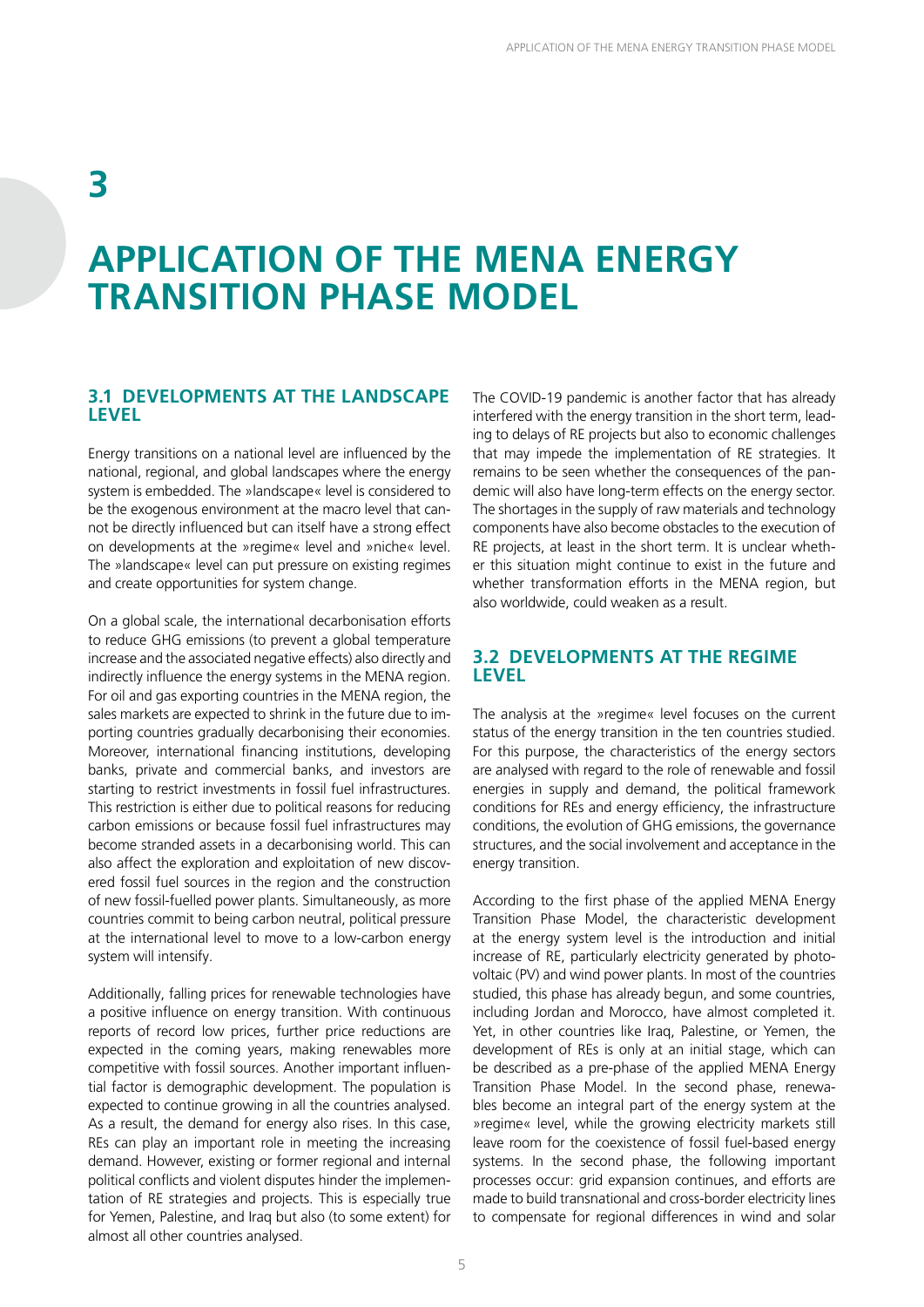# 3

# APPLICATION OF THE MENA ENERGY TRANSITION PHASE MODEL

## 3.1 DEVELOPMENTS AT THE LANDSCAPE LEVEL

Energy transitions on a national level are influenced by the national, regional, and global landscapes where the energy system is embedded. The »landscape« level is considered to be the exogenous environment at the macro level that cannot be directly influenced but can itself have a strong effect on developments at the »regime« level and »niche« level. The »landscape« level can put pressure on existing regimes and create opportunities for system change.

On a global scale, the international decarbonisation efforts to reduce GHG emissions (to prevent a global temperature increase and the associated negative effects) also directly and indirectly influence the energy systems in the MENA region. For oil and gas exporting countries in the MENA region, the sales markets are expected to shrink in the future due to importing countries gradually decarbonising their economies. Moreover, international financing institutions, developing banks, private and commercial banks, and investors are starting to restrict investments in fossil fuel infrastructures. This restriction is either due to political reasons for reducing carbon emissions or because fossil fuel infrastructures may become stranded assets in a decarbonising world. This can also affect the exploration and exploitation of new discovered fossil fuel sources in the region and the construction of new fossil-fuelled power plants. Simultaneously, as more countries commit to being carbon neutral, political pressure at the international level to move to a low-carbon energy system will intensify.

Additionally, falling prices for renewable technologies have a positive influence on energy transition. With continuous reports of record low prices, further price reductions are expected in the coming years, making renewables more competitive with fossil sources. Another important influential factor is demographic development. The population is expected to continue growing in all the countries analysed. As a result, the demand for energy also rises. In this case, REs can play an important role in meeting the increasing demand. However, existing or former regional and internal political conflicts and violent disputes hinder the implementation of RE strategies and projects. This is especially true for Yemen, Palestine, and Iraq but also (to some extent) for almost all other countries analysed.

The COVID-19 pandemic is another factor that has already interfered with the energy transition in the short term, leading to delays of RE projects but also to economic challenges that may impede the implementation of RE strategies. It remains to be seen whether the consequences of the pandemic will also have long-term effects on the energy sector. The shortages in the supply of raw materials and technology components have also become obstacles to the execution of RE projects, at least in the short term. It is unclear whether this situation might continue to exist in the future and whether transformation efforts in the MENA region, but also worldwide, could weaken as a result.

## 3.2 DEVELOPMENTS AT THE REGIME LEVEL

The analysis at the »regime« level focuses on the current status of the energy transition in the ten countries studied. For this purpose, the characteristics of the energy sectors are analysed with regard to the role of renewable and fossil energies in supply and demand, the political framework conditions for REs and energy efficiency, the infrastructure conditions, the evolution of GHG emissions, the governance structures, and the social involvement and acceptance in the energy transition.

According to the first phase of the applied MENA Energy Transition Phase Model, the characteristic development at the energy system level is the introduction and initial increase of RE, particularly electricity generated by photovoltaic (PV) and wind power plants. In most of the countries studied, this phase has already begun, and some countries, including Jordan and Morocco, have almost completed it. Yet, in other countries like Iraq, Palestine, or Yemen, the development of REs is only at an initial stage, which can be described as a pre-phase of the applied MENA Energy Transition Phase Model. In the second phase, renewables become an integral part of the energy system at the »regime« level, while the growing electricity markets still leave room for the coexistence of fossil fuel-based energy systems. In the second phase, the following important processes occur: grid expansion continues, and efforts are made to build transnational and cross-border electricity lines to compensate for regional differences in wind and solar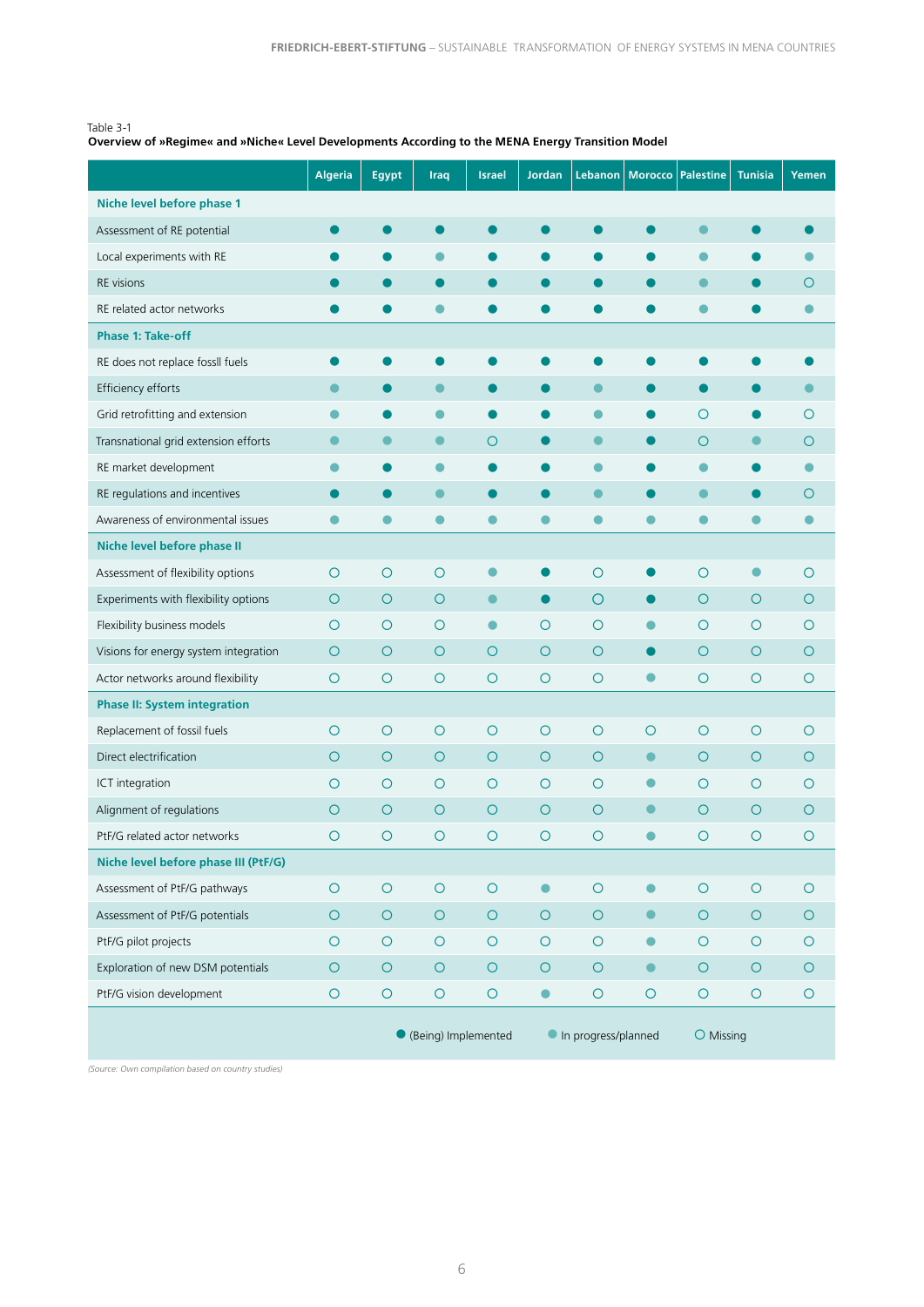Table 3-1
**Overview of »Regime« and »Niche« Level Developments According to the MENA Energy Transition Model**

| | Algeria | Egypt | Iraq | Israel | Jordan | Lebanon | Morocco | Palestine | Tunisia | Yemen |
|---|---|---|---|---|---|---|---|---|---|---|
| **Niche level before phase 1** | | | | | | | | | | |
| Assessment of RE potential | ● | ● | ● | ● | ● | ● | ● | ◐ | ● | ● |
| Local experiments with RE | ● | ● | ◐ | ● | ● | ● | ● | ◐ | ● | ◐ |
| RE visions | ● | ● | ● | ● | ● | ● | ● | ◐ | ● | ○ |
| RE related actor networks | ● | ● | ◐ | ● | ● | ● | ● | ◐ | ● | ◐ |
| **Phase 1: Take-off** | | | | | | | | | | |
| RE does not replace fossil fuels | ● | ● | ● | ● | ● | ● | ● | ● | ● | ● |
| Efficiency efforts | ◐ | ● | ◐ | ● | ● | ◐ | ● | ● | ● | ◐ |
| Grid retrofitting and extension | ◐ | ● | ◐ | ● | ● | ◐ | ● | ○ | ● | ○ |
| Transnational grid extension efforts | ◐ | ◐ | ◐ | ○ | ● | ◐ | ● | ○ | ◐ | ○ |
| RE market development | ◐ | ● | ◐ | ● | ● | ◐ | ● | ◐ | ● | ◐ |
| RE regulations and incentives | ● | ● | ◐ | ● | ● | ◐ | ● | ◐ | ● | ○ |
| Awareness of environmental issues | ◐ | ◐ | ◐ | ◐ | ◐ | ◐ | ◐ | ◐ | ◐ | ◐ |
| **Niche level before phase II** | | | | | | | | | | |
| Assessment of flexibility options | ○ | ○ | ○ | ◐ | ● | ○ | ● | ○ | ◐ | ○ |
| Experiments with flexibility options | ○ | ○ | ○ | ◐ | ● | ○ | ● | ○ | ○ | ○ |
| Flexibility business models | ○ | ○ | ○ | ◐ | ○ | ○ | ◐ | ○ | ○ | ○ |
| Visions for energy system integration | ○ | ○ | ○ | ○ | ○ | ○ | ● | ○ | ○ | ○ |
| Actor networks around flexibility | ○ | ○ | ○ | ○ | ○ | ○ | ◐ | ○ | ○ | ○ |
| **Phase II: System integration** | | | | | | | | | | |
| Replacement of fossil fuels | ○ | ○ | ○ | ○ | ○ | ○ | ○ | ○ | ○ | ○ |
| Direct electrification | ○ | ○ | ○ | ○ | ○ | ○ | ◐ | ○ | ○ | ○ |
| ICT integration | ○ | ○ | ○ | ○ | ○ | ○ | ◐ | ○ | ○ | ○ |
| Alignment of regulations | ○ | ○ | ○ | ○ | ○ | ○ | ◐ | ○ | ○ | ○ |
| PtF/G related actor networks | ○ | ○ | ○ | ○ | ○ | ○ | ◐ | ○ | ○ | ○ |
| **Niche level before phase III (PtF/G)** | | | | | | | | | | |
| Assessment of PtF/G pathways | ○ | ○ | ○ | ○ | ◐ | ○ | ◐ | ○ | ○ | ○ |
| Assessment of PtF/G potentials | ○ | ○ | ○ | ○ | ○ | ○ | ◐ | ○ | ○ | ○ |
| PtF/G pilot projects | ○ | ○ | ○ | ○ | ○ | ○ | ◐ | ○ | ○ | ○ |
| Exploration of new DSM potentials | ○ | ○ | ○ | ○ | ○ | ○ | ◐ | ○ | ○ | ○ |
| PtF/G vision development | ○ | ○ | ○ | ○ | ◐ | ○ | ○ | ○ | ○ | ○ |

● (Being) Implemented ◐ In progress/planned ○ Missing

*(Source: Own compilation based on country studies)*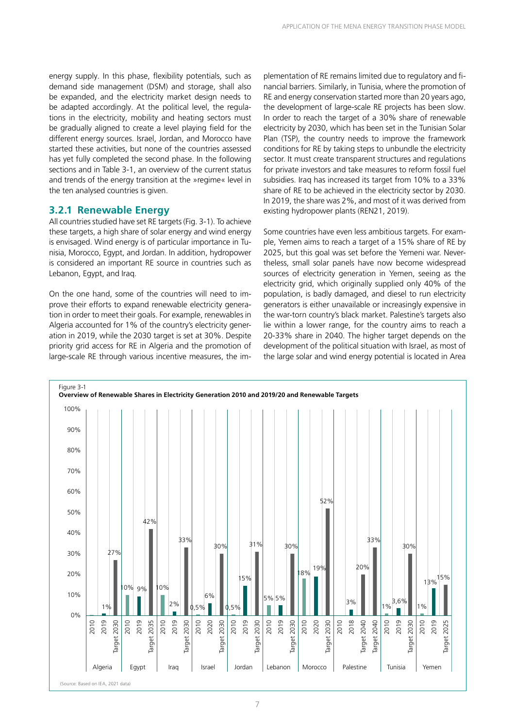energy supply. In this phase, flexibility potentials, such as demand side management (DSM) and storage, shall also be expanded, and the electricity market design needs to be adapted accordingly. At the political level, the regulations in the electricity, mobility and heating sectors must be gradually aligned to create a level playing field for the different energy sources. Israel, Jordan, and Morocco have started these activities, but none of the countries assessed has yet fully completed the second phase. In the following sections and in Table 3-1, an overview of the current status and trends of the energy transition at the »regime« level in the ten analysed countries is given.

### 3.2.1 Renewable Energy

All countries studied have set RE targets (Fig. 3-1). To achieve these targets, a high share of solar energy and wind energy is envisaged. Wind energy is of particular importance in Tunisia, Morocco, Egypt, and Jordan. In addition, hydropower is considered an important RE source in countries such as Lebanon, Egypt, and Iraq.

On the one hand, some of the countries will need to improve their efforts to expand renewable electricity generation in order to meet their goals. For example, renewables in Algeria accounted for 1% of the country's electricity generation in 2019, while the 2030 target is set at 30%. Despite priority grid access for RE in Algeria and the promotion of large-scale RE through various incentive measures, the implementation of RE remains limited due to regulatory and financial barriers. Similarly, in Tunisia, where the promotion of RE and energy conservation started more than 20 years ago, the development of large-scale RE projects has been slow. In order to reach the target of a 30% share of renewable electricity by 2030, which has been set in the Tunisian Solar Plan (TSP), the country needs to improve the framework conditions for RE by taking steps to unbundle the electricity sector. It must create transparent structures and regulations for private investors and take measures to reform fossil fuel subsidies. Iraq has increased its target from 10% to a 33% share of RE to be achieved in the electricity sector by 2030. In 2019, the share was 2%, and most of it was derived from existing hydropower plants (REN21, 2019).

Some countries have even less ambitious targets. For example, Yemen aims to reach a target of a 15% share of RE by 2025, but this goal was set before the Yemeni war. Nevertheless, small solar panels have now become widespread sources of electricity generation in Yemen, seeing as the electricity grid, which originally supplied only 40% of the population, is badly damaged, and diesel to run electricity generators is either unavailable or increasingly expensive in the war-torn country's black market. Palestine's targets also lie within a lower range, for the country aims to reach a 20-33% share in 2040. The higher target depends on the development of the political situation with Israel, as most of the large solar and wind energy potential is located in Area

Figure 3-1
**Overview of Renewable Shares in Electricity Generation 2010 and 2019/20 and Renewable Targets**

| Country | 2010 | 2019 / 2020 / 2018 | Target |
|---|---|---|---|
| Algeria | | 1% (2019) | 27% (Target 2030) |
| Egypt | 10% | 9% (2019) | 42% (Target 2035) |
| Iraq | 10% | 2% (2019) | 33% (Target 2030) |
| Israel | 0,5% | 6% (2020) | 30% (Target 2030) |
| Jordan | 0,5% | 15% (2019) | 31% (Target 2030) |
| Lebanon | 5% | 5% (2019) | 30% (Target 2030) |
| Morocco | 18% | 19% (2020) | 52% (Target 2030) |
| Palestine | | 3% (2018) | 20% (Target 2040); 33% (Target 2040) |
| Tunisia | 1% | 3,6% (2019) | 30% (Target 2030) |
| Yemen | 1% | 13% (2019) | 15% (Target 2025) |

(Source: Based on IEA, 2021 data)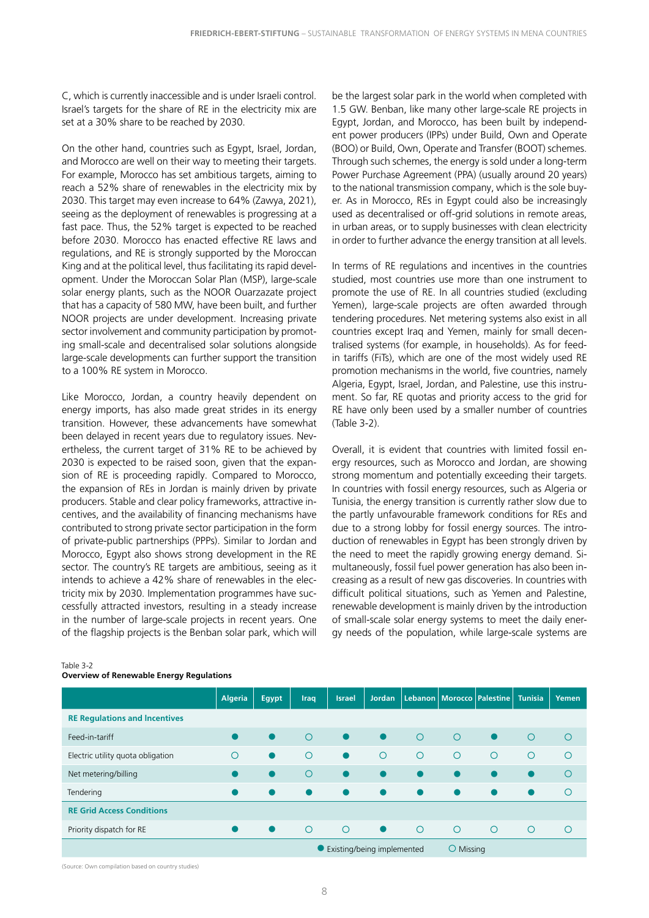C, which is currently inaccessible and is under Israeli control. Israel's targets for the share of RE in the electricity mix are set at a 30% share to be reached by 2030.

On the other hand, countries such as Egypt, Israel, Jordan, and Morocco are well on their way to meeting their targets. For example, Morocco has set ambitious targets, aiming to reach a 52% share of renewables in the electricity mix by 2030. This target may even increase to 64% (Zawya, 2021), seeing as the deployment of renewables is progressing at a fast pace. Thus, the 52% target is expected to be reached before 2030. Morocco has enacted effective RE laws and regulations, and RE is strongly supported by the Moroccan King and at the political level, thus facilitating its rapid development. Under the Moroccan Solar Plan (MSP), large-scale solar energy plants, such as the NOOR Ouarzazate project that has a capacity of 580 MW, have been built, and further NOOR projects are under development. Increasing private sector involvement and community participation by promoting small-scale and decentralised solar solutions alongside large-scale developments can further support the transition to a 100% RE system in Morocco.

Like Morocco, Jordan, a country heavily dependent on energy imports, has also made great strides in its energy transition. However, these advancements have somewhat been delayed in recent years due to regulatory issues. Nevertheless, the current target of 31% RE to be achieved by 2030 is expected to be raised soon, given that the expansion of RE is proceeding rapidly. Compared to Morocco, the expansion of REs in Jordan is mainly driven by private producers. Stable and clear policy frameworks, attractive incentives, and the availability of financing mechanisms have contributed to strong private sector participation in the form of private-public partnerships (PPPs). Similar to Jordan and Morocco, Egypt also shows strong development in the RE sector. The country's RE targets are ambitious, seeing as it intends to achieve a 42% share of renewables in the electricity mix by 2030. Implementation programmes have successfully attracted investors, resulting in a steady increase in the number of large-scale projects in recent years. One of the flagship projects is the Benban solar park, which will be the largest solar park in the world when completed with 1.5 GW. Benban, like many other large-scale RE projects in Egypt, Jordan, and Morocco, has been built by independent power producers (IPPs) under Build, Own and Operate (BOO) or Build, Own, Operate and Transfer (BOOT) schemes. Through such schemes, the energy is sold under a long-term Power Purchase Agreement (PPA) (usually around 20 years) to the national transmission company, which is the sole buyer. As in Morocco, REs in Egypt could also be increasingly used as decentralised or off-grid solutions in remote areas, in urban areas, or to supply businesses with clean electricity in order to further advance the energy transition at all levels.

In terms of RE regulations and incentives in the countries studied, most countries use more than one instrument to promote the use of RE. In all countries studied (excluding Yemen), large-scale projects are often awarded through tendering procedures. Net metering systems also exist in all countries except Iraq and Yemen, mainly for small decentralised systems (for example, in households). As for feed-in tariffs (FiTs), which are one of the most widely used RE promotion mechanisms in the world, five countries, namely Algeria, Egypt, Israel, Jordan, and Palestine, use this instrument. So far, RE quotas and priority access to the grid for RE have only been used by a smaller number of countries (Table 3-2).

Overall, it is evident that countries with limited fossil energy resources, such as Morocco and Jordan, are showing strong momentum and potentially exceeding their targets. In countries with fossil energy resources, such as Algeria or Tunisia, the energy transition is currently rather slow due to the partly unfavourable framework conditions for REs and due to a strong lobby for fossil energy sources. The introduction of renewables in Egypt has been strongly driven by the need to meet the rapidly growing energy demand. Simultaneously, fossil fuel power generation has also been increasing as a result of new gas discoveries. In countries with difficult political situations, such as Yemen and Palestine, renewable development is mainly driven by the introduction of small-scale solar energy systems to meet the daily energy needs of the population, while large-scale systems are

Table 3-2
**Overview of Renewable Energy Regulations**

| | Algeria | Egypt | Iraq | Israel | Jordan | Lebanon | Morocco | Palestine | Tunisia | Yemen |
|---|---|---|---|---|---|---|---|---|---|---|
| **RE Regulations and Incentives** | | | | | | | | | | |
| Feed-in-tariff | ● | ● | ○ | ● | ● | ○ | ○ | ● | ○ | ○ |
| Electric utility quota obligation | ○ | ● | ○ | ● | ○ | ○ | ○ | ○ | ○ | ○ |
| Net metering/billing | ● | ● | ○ | ● | ● | ● | ● | ● | ● | ○ |
| Tendering | ● | ● | ● | ● | ● | ● | ● | ● | ● | ○ |
| **RE Grid Access Conditions** | | | | | | | | | | |
| Priority dispatch for RE | ● | ● | ○ | ○ | ● | ○ | ○ | ○ | ○ | ○ |

● Existing/being implemented ○ Missing

(Source: Own compilation based on country studies)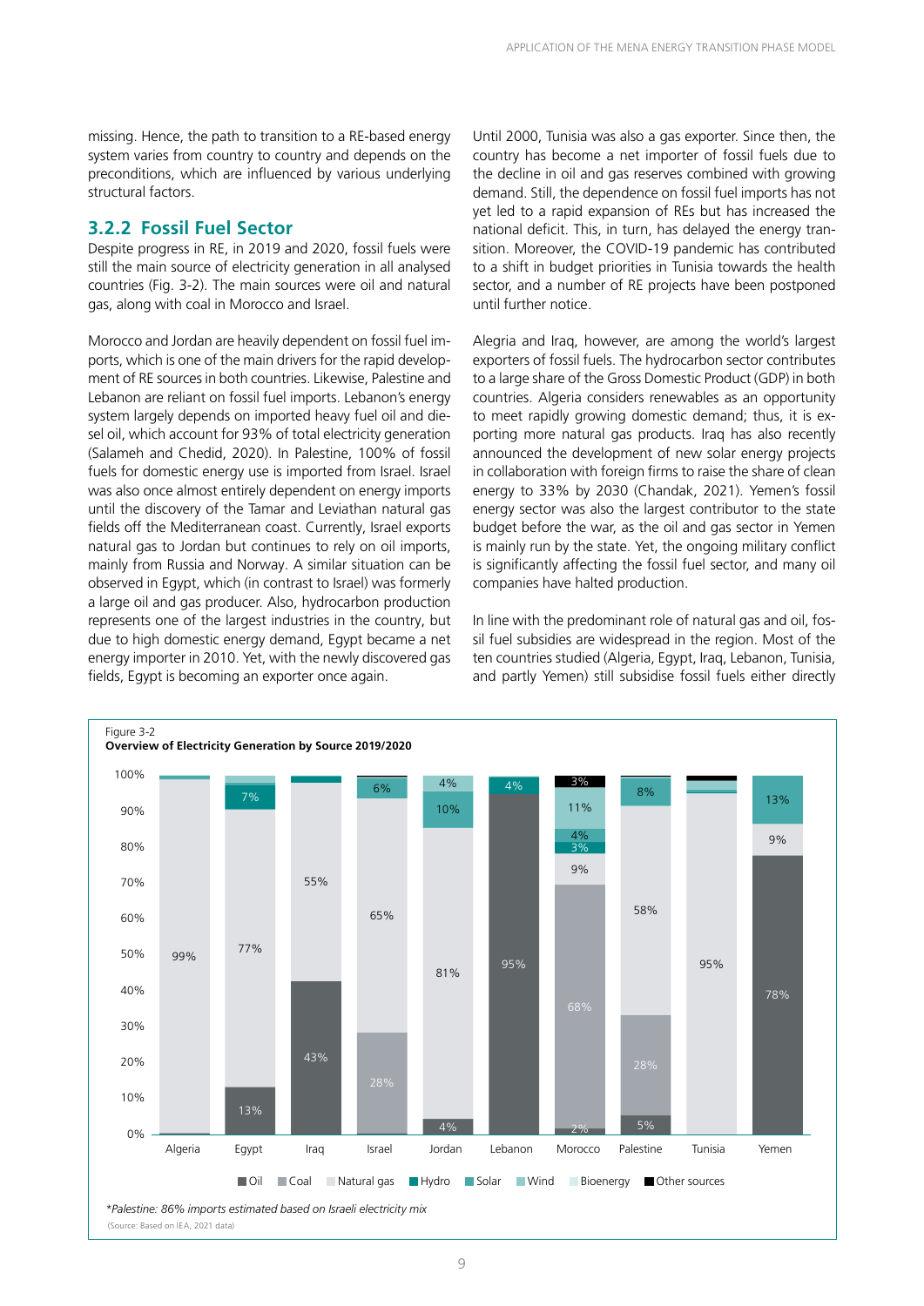missing. Hence, the path to transition to a RE-based energy system varies from country to country and depends on the preconditions, which are influenced by various underlying structural factors.

### 3.2.2 Fossil Fuel Sector

Despite progress in RE, in 2019 and 2020, fossil fuels were still the main source of electricity generation in all analysed countries (Fig. 3-2). The main sources were oil and natural gas, along with coal in Morocco and Israel.

Morocco and Jordan are heavily dependent on fossil fuel imports, which is one of the main drivers for the rapid development of RE sources in both countries. Likewise, Palestine and Lebanon are reliant on fossil fuel imports. Lebanon's energy system largely depends on imported heavy fuel oil and diesel oil, which account for 93% of total electricity generation (Salameh and Chedid, 2020). In Palestine, 100% of fossil fuels for domestic energy use is imported from Israel. Israel was also once almost entirely dependent on energy imports until the discovery of the Tamar and Leviathan natural gas fields off the Mediterranean coast. Currently, Israel exports natural gas to Jordan but continues to rely on oil imports, mainly from Russia and Norway. A similar situation can be observed in Egypt, which (in contrast to Israel) was formerly a large oil and gas producer. Also, hydrocarbon production represents one of the largest industries in the country, but due to high domestic energy demand, Egypt became a net energy importer in 2010. Yet, with the newly discovered gas fields, Egypt is becoming an exporter once again.

Until 2000, Tunisia was also a gas exporter. Since then, the country has become a net importer of fossil fuels due to the decline in oil and gas reserves combined with growing demand. Still, the dependence on fossil fuel imports has not yet led to a rapid expansion of REs but has increased the national deficit. This, in turn, has delayed the energy transition. Moreover, the COVID-19 pandemic has contributed to a shift in budget priorities in Tunisia towards the health sector, and a number of RE projects have been postponed until further notice.

Alegria and Iraq, however, are among the world's largest exporters of fossil fuels. The hydrocarbon sector contributes to a large share of the Gross Domestic Product (GDP) in both countries. Algeria considers renewables as an opportunity to meet rapidly growing domestic demand; thus, it is exporting more natural gas products. Iraq has also recently announced the development of new solar energy projects in collaboration with foreign firms to raise the share of clean energy to 33% by 2030 (Chandak, 2021). Yemen's fossil energy sector was also the largest contributor to the state budget before the war, as the oil and gas sector in Yemen is mainly run by the state. Yet, the ongoing military conflict is significantly affecting the fossil fuel sector, and many oil companies have halted production.

In line with the predominant role of natural gas and oil, fossil fuel subsidies are widespread in the region. Most of the ten countries studied (Algeria, Egypt, Iraq, Lebanon, Tunisia, and partly Yemen) still subsidise fossil fuels either directly

Figure 3-2
**Overview of Electricity Generation by Source 2019/2020**

| Country | Oil | Coal | Natural gas | Hydro | Solar | Wind | Bioenergy | Other sources |
|---|---|---|---|---|---|---|---|---|
| Algeria | | | 99% | | | | | |
| Egypt | 13% | | 77% | 7% | | | | |
| Iraq | 43% | | 55% | | | | | |
| Israel | | 28% | 65% | | 6% | | | |
| Jordan | 4% | | 81% | | 10% | 4% | | |
| Lebanon | 95% | | | 4% | | | | |
| Morocco | 2% | 68% | 9% | 3% | 4% | 11% | | 3% |
| Palestine | 5% | 28% | 58% | | 8% | | | |
| Tunisia | | | 95% | | | | | |
| Yemen | 78% | | 9% | | 13% | | | |

*\*Palestine: 86% imports estimated based on Israeli electricity mix*

(Source: Based on IEA, 2021 data)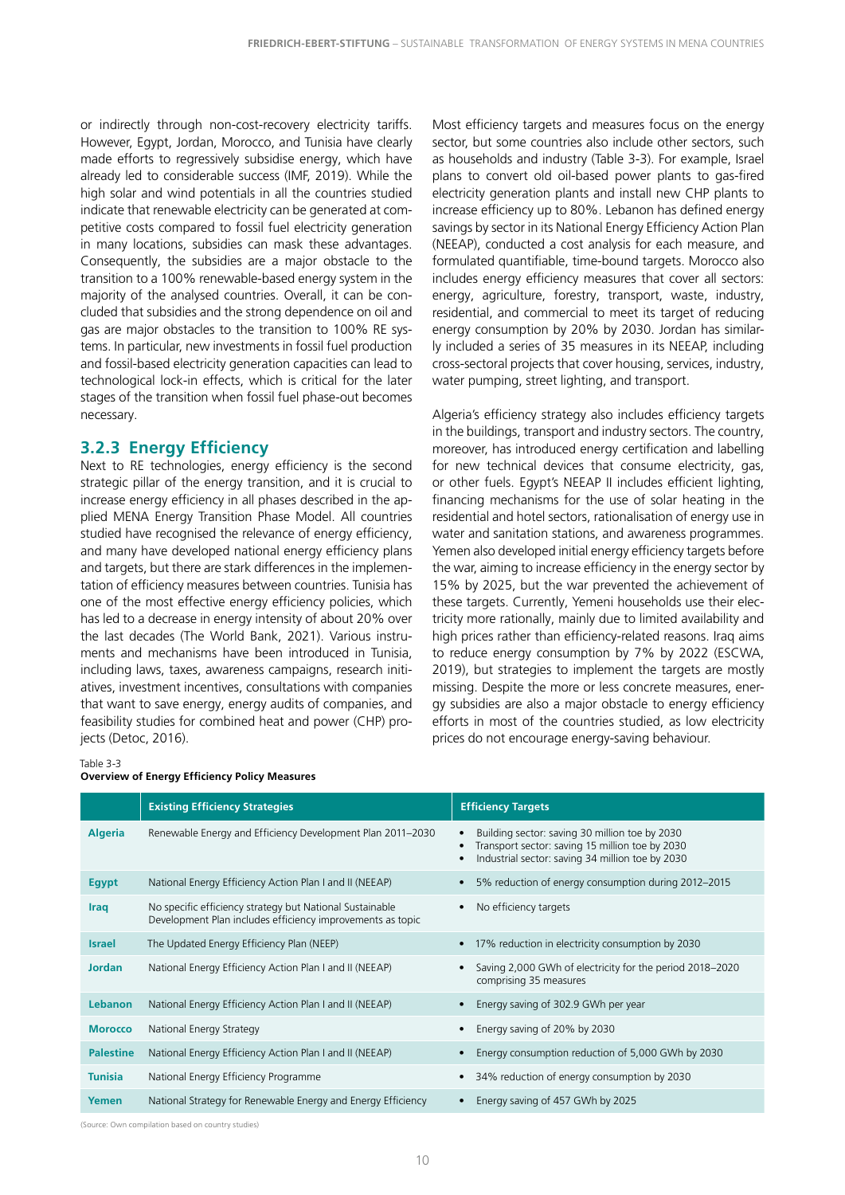or indirectly through non-cost-recovery electricity tariffs. However, Egypt, Jordan, Morocco, and Tunisia have clearly made efforts to regressively subsidise energy, which have already led to considerable success (IMF, 2019). While the high solar and wind potentials in all the countries studied indicate that renewable electricity can be generated at competitive costs compared to fossil fuel electricity generation in many locations, subsidies can mask these advantages. Consequently, the subsidies are a major obstacle to the transition to a 100% renewable-based energy system in the majority of the analysed countries. Overall, it can be concluded that subsidies and the strong dependence on oil and gas are major obstacles to the transition to 100% RE systems. In particular, new investments in fossil fuel production and fossil-based electricity generation capacities can lead to technological lock-in effects, which is critical for the later stages of the transition when fossil fuel phase-out becomes necessary.

### 3.2.3 Energy Efficiency

Next to RE technologies, energy efficiency is the second strategic pillar of the energy transition, and it is crucial to increase energy efficiency in all phases described in the applied MENA Energy Transition Phase Model. All countries studied have recognised the relevance of energy efficiency, and many have developed national energy efficiency plans and targets, but there are stark differences in the implementation of efficiency measures between countries. Tunisia has one of the most effective energy efficiency policies, which has led to a decrease in energy intensity of about 20% over the last decades (The World Bank, 2021). Various instruments and mechanisms have been introduced in Tunisia, including laws, taxes, awareness campaigns, research initiatives, investment incentives, consultations with companies that want to save energy, energy audits of companies, and feasibility studies for combined heat and power (CHP) projects (Detoc, 2016).

Most efficiency targets and measures focus on the energy sector, but some countries also include other sectors, such as households and industry (Table 3-3). For example, Israel plans to convert old oil-based power plants to gas-fired electricity generation plants and install new CHP plants to increase efficiency up to 80%. Lebanon has defined energy savings by sector in its National Energy Efficiency Action Plan (NEEAP), conducted a cost analysis for each measure, and formulated quantifiable, time-bound targets. Morocco also includes energy efficiency measures that cover all sectors: energy, agriculture, forestry, transport, waste, industry, residential, and commercial to meet its target of reducing energy consumption by 20% by 2030. Jordan has similarly included a series of 35 measures in its NEEAP, including cross-sectoral projects that cover housing, services, industry, water pumping, street lighting, and transport.

Algeria's efficiency strategy also includes efficiency targets in the buildings, transport and industry sectors. The country, moreover, has introduced energy certification and labelling for new technical devices that consume electricity, gas, or other fuels. Egypt's NEEAP II includes efficient lighting, financing mechanisms for the use of solar heating in the residential and hotel sectors, rationalisation of energy use in water and sanitation stations, and awareness programmes. Yemen also developed initial energy efficiency targets before the war, aiming to increase efficiency in the energy sector by 15% by 2025, but the war prevented the achievement of these targets. Currently, Yemeni households use their electricity more rationally, mainly due to limited availability and high prices rather than efficiency-related reasons. Iraq aims to reduce energy consumption by 7% by 2022 (ESCWA, 2019), but strategies to implement the targets are mostly missing. Despite the more or less concrete measures, energy subsidies are also a major obstacle to energy efficiency efforts in most of the countries studied, as low electricity prices do not encourage energy-saving behaviour.

Table 3-3
**Overview of Energy Efficiency Policy Measures**

| | Existing Efficiency Strategies | Efficiency Targets |
|---|---|---|
| **Algeria** | Renewable Energy and Efficiency Development Plan 2011–2030 | • Building sector: saving 30 million toe by 2030<br>• Transport sector: saving 15 million toe by 2030<br>• Industrial sector: saving 34 million toe by 2030 |
| **Egypt** | National Energy Efficiency Action Plan I and II (NEEAP) | • 5% reduction of energy consumption during 2012–2015 |
| **Iraq** | No specific efficiency strategy but National Sustainable Development Plan includes efficiency improvements as topic | • No efficiency targets |
| **Israel** | The Updated Energy Efficiency Plan (NEEP) | • 17% reduction in electricity consumption by 2030 |
| **Jordan** | National Energy Efficiency Action Plan I and II (NEEAP) | • Saving 2,000 GWh of electricity for the period 2018–2020 comprising 35 measures |
| **Lebanon** | National Energy Efficiency Action Plan I and II (NEEAP) | • Energy saving of 302.9 GWh per year |
| **Morocco** | National Energy Strategy | • Energy saving of 20% by 2030 |
| **Palestine** | National Energy Efficiency Action Plan I and II (NEEAP) | • Energy consumption reduction of 5,000 GWh by 2030 |
| **Tunisia** | National Energy Efficiency Programme | • 34% reduction of energy consumption by 2030 |
| **Yemen** | National Strategy for Renewable Energy and Energy Efficiency | • Energy saving of 457 GWh by 2025 |

(Source: Own compilation based on country studies)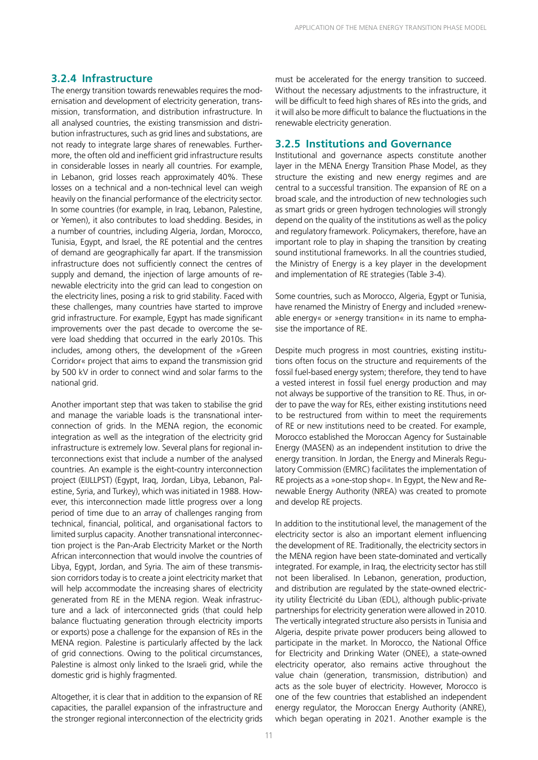### 3.2.4 Infrastructure

The energy transition towards renewables requires the modernisation and development of electricity generation, transmission, transformation, and distribution infrastructure. In all analysed countries, the existing transmission and distribution infrastructures, such as grid lines and substations, are not ready to integrate large shares of renewables. Furthermore, the often old and inefficient grid infrastructure results in considerable losses in nearly all countries. For example, in Lebanon, grid losses reach approximately 40%. These losses on a technical and a non-technical level can weigh heavily on the financial performance of the electricity sector. In some countries (for example, in Iraq, Lebanon, Palestine, or Yemen), it also contributes to load shedding. Besides, in a number of countries, including Algeria, Jordan, Morocco, Tunisia, Egypt, and Israel, the RE potential and the centres of demand are geographically far apart. If the transmission infrastructure does not sufficiently connect the centres of supply and demand, the injection of large amounts of renewable electricity into the grid can lead to congestion on the electricity lines, posing a risk to grid stability. Faced with these challenges, many countries have started to improve grid infrastructure. For example, Egypt has made significant improvements over the past decade to overcome the severe load shedding that occurred in the early 2010s. This includes, among others, the development of the »Green Corridor« project that aims to expand the transmission grid by 500 kV in order to connect wind and solar farms to the national grid.

Another important step that was taken to stabilise the grid and manage the variable loads is the transnational interconnection of grids. In the MENA region, the economic integration as well as the integration of the electricity grid infrastructure is extremely low. Several plans for regional interconnections exist that include a number of the analysed countries. An example is the eight-country interconnection project (EIJLLPST) (Egypt, Iraq, Jordan, Libya, Lebanon, Palestine, Syria, and Turkey), which was initiated in 1988. However, this interconnection made little progress over a long period of time due to an array of challenges ranging from technical, financial, political, and organisational factors to limited surplus capacity. Another transnational interconnection project is the Pan-Arab Electricity Market or the North African interconnection that would involve the countries of Libya, Egypt, Jordan, and Syria. The aim of these transmission corridors today is to create a joint electricity market that will help accommodate the increasing shares of electricity generated from RE in the MENA region. Weak infrastructure and a lack of interconnected grids (that could help balance fluctuating generation through electricity imports or exports) pose a challenge for the expansion of REs in the MENA region. Palestine is particularly affected by the lack of grid connections. Owing to the political circumstances, Palestine is almost only linked to the Israeli grid, while the domestic grid is highly fragmented.

Altogether, it is clear that in addition to the expansion of RE capacities, the parallel expansion of the infrastructure and the stronger regional interconnection of the electricity grids must be accelerated for the energy transition to succeed. Without the necessary adjustments to the infrastructure, it will be difficult to feed high shares of REs into the grids, and it will also be more difficult to balance the fluctuations in the renewable electricity generation.

### 3.2.5 Institutions and Governance

Institutional and governance aspects constitute another layer in the MENA Energy Transition Phase Model, as they structure the existing and new energy regimes and are central to a successful transition. The expansion of RE on a broad scale, and the introduction of new technologies such as smart grids or green hydrogen technologies will strongly depend on the quality of the institutions as well as the policy and regulatory framework. Policymakers, therefore, have an important role to play in shaping the transition by creating sound institutional frameworks. In all the countries studied, the Ministry of Energy is a key player in the development and implementation of RE strategies (Table 3-4).

Some countries, such as Morocco, Algeria, Egypt or Tunisia, have renamed the Ministry of Energy and included »renewable energy« or »energy transition« in its name to emphasise the importance of RE.

Despite much progress in most countries, existing institutions often focus on the structure and requirements of the fossil fuel-based energy system; therefore, they tend to have a vested interest in fossil fuel energy production and may not always be supportive of the transition to RE. Thus, in order to pave the way for REs, either existing institutions need to be restructured from within to meet the requirements of RE or new institutions need to be created. For example, Morocco established the Moroccan Agency for Sustainable Energy (MASEN) as an independent institution to drive the energy transition. In Jordan, the Energy and Minerals Regulatory Commission (EMRC) facilitates the implementation of RE projects as a »one-stop shop«. In Egypt, the New and Renewable Energy Authority (NREA) was created to promote and develop RE projects.

In addition to the institutional level, the management of the electricity sector is also an important element influencing the development of RE. Traditionally, the electricity sectors in the MENA region have been state-dominated and vertically integrated. For example, in Iraq, the electricity sector has still not been liberalised. In Lebanon, generation, production, and distribution are regulated by the state-owned electricity utility Électricité du Liban (EDL), although public-private partnerships for electricity generation were allowed in 2010. The vertically integrated structure also persists in Tunisia and Algeria, despite private power producers being allowed to participate in the market. In Morocco, the National Office for Electricity and Drinking Water (ONEE), a state-owned electricity operator, also remains active throughout the value chain (generation, transmission, distribution) and acts as the sole buyer of electricity. However, Morocco is one of the few countries that established an independent energy regulator, the Moroccan Energy Authority (ANRE), which began operating in 2021. Another example is the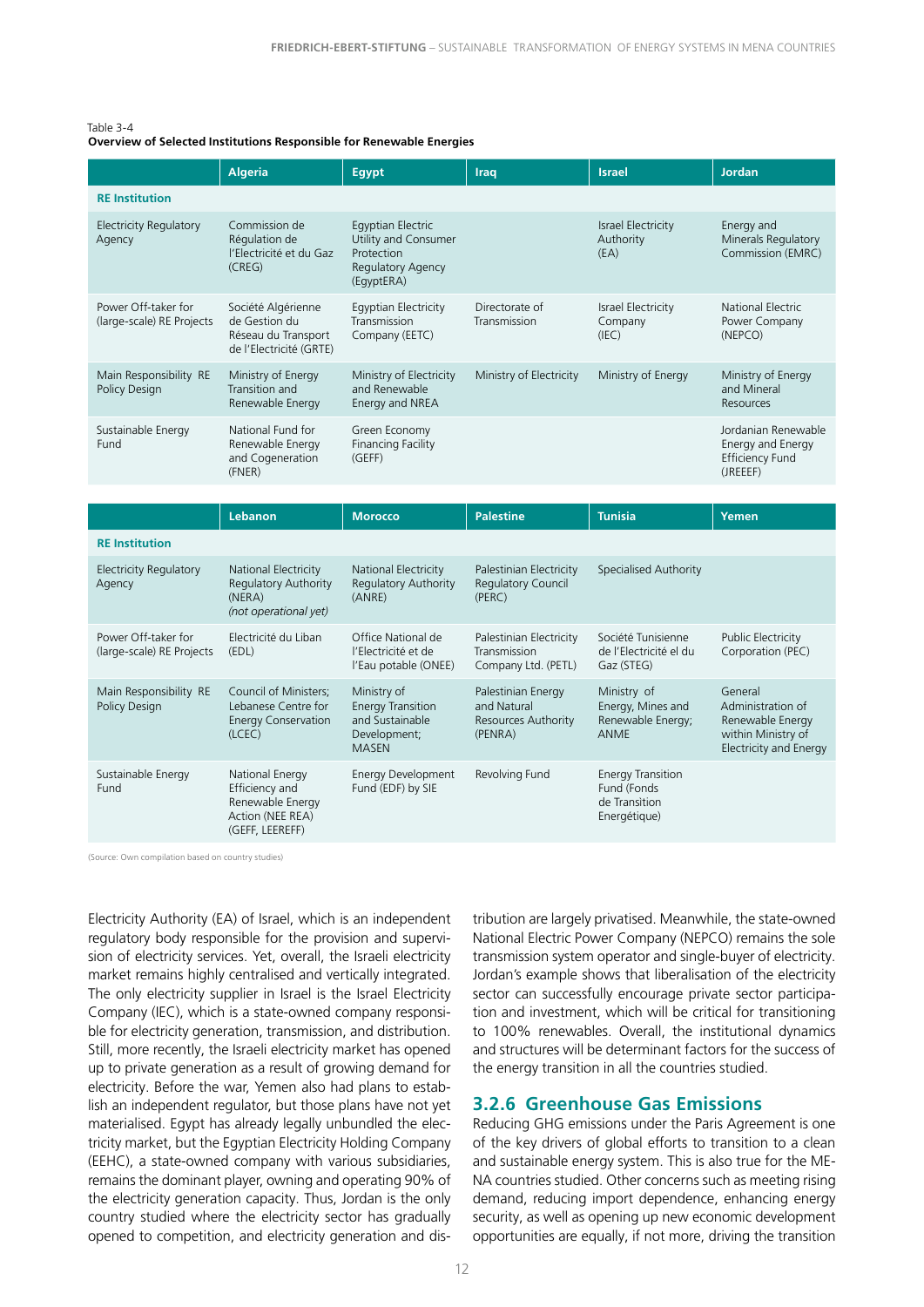Table 3-4
**Overview of Selected Institutions Responsible for Renewable Energies**

| | Algeria | Egypt | Iraq | Israel | Jordan |
|---|---|---|---|---|---|
| **RE Institution** | | | | | |
| Electricity Regulatory Agency | Commission de Régulation de l'Electricité et du Gaz (CREG) | Egyptian Electric Utility and Consumer Protection Regulatory Agency (EgyptERA) | | Israel Electricity Authority (EA) | Energy and Minerals Regulatory Commission (EMRC) |
| Power Off-taker for (large-scale) RE Projects | Société Algérienne de Gestion du Réseau du Transport de l'Electricité (GRTE) | Egyptian Electricity Transmission Company (EETC) | Directorate of Transmission | Israel Electricity Company (IEC) | National Electric Power Company (NEPCO) |
| Main Responsibility RE Policy Design | Ministry of Energy Transition and Renewable Energy | Ministry of Electricity and Renewable Energy and NREA | Ministry of Electricity | Ministry of Energy | Ministry of Energy and Mineral Resources |
| Sustainable Energy Fund | National Fund for Renewable Energy and Cogeneration (FNER) | Green Economy Financing Facility (GEFF) | | | Jordanian Renewable Energy and Energy Efficiency Fund (JREEEF) |

| | Lebanon | Morocco | Palestine | Tunisia | Yemen |
|---|---|---|---|---|---|
| **RE Institution** | | | | | |
| Electricity Regulatory Agency | National Electricity Regulatory Authority (NERA) *(not operational yet)* | National Electricity Regulatory Authority (ANRE) | Palestinian Electricity Regulatory Council (PERC) | Specialised Authority | |
| Power Off-taker for (large-scale) RE Projects | Electricité du Liban (EDL) | Office National de l'Electricité et de l'Eau potable (ONEE) | Palestinian Electricity Transmission Company Ltd. (PETL) | Société Tunisienne de l'Electricité el du Gaz (STEG) | Public Electricity Corporation (PEC) |
| Main Responsibility RE Policy Design | Council of Ministers; Lebanese Centre for Energy Conservation (LCEC) | Ministry of Energy Transition and Sustainable Development; MASEN | Palestinian Energy and Natural Resources Authority (PENRA) | Ministry of Energy, Mines and Renewable Energy; ANME | General Administration of Renewable Energy within Ministry of Electricity and Energy |
| Sustainable Energy Fund | National Energy Efficiency and Renewable Energy Action (NEE REA) (GEFF, LEEREFF) | Energy Development Fund (EDF) by SIE | Revolving Fund | Energy Transition Fund (Fonds de Transition Energétique) | |

(Source: Own compilation based on country studies)

Electricity Authority (EA) of Israel, which is an independent regulatory body responsible for the provision and supervision of electricity services. Yet, overall, the Israeli electricity market remains highly centralised and vertically integrated. The only electricity supplier in Israel is the Israel Electricity Company (IEC), which is a state-owned company responsible for electricity generation, transmission, and distribution. Still, more recently, the Israeli electricity market has opened up to private generation as a result of growing demand for electricity. Before the war, Yemen also had plans to establish an independent regulator, but those plans have not yet materialised. Egypt has already legally unbundled the electricity market, but the Egyptian Electricity Holding Company (EEHC), a state-owned company with various subsidiaries, remains the dominant player, owning and operating 90% of the electricity generation capacity. Thus, Jordan is the only country studied where the electricity sector has gradually opened to competition, and electricity generation and distribution are largely privatised. Meanwhile, the state-owned National Electric Power Company (NEPCO) remains the sole transmission system operator and single-buyer of electricity. Jordan's example shows that liberalisation of the electricity sector can successfully encourage private sector participation and investment, which will be critical for transitioning to 100% renewables. Overall, the institutional dynamics and structures will be determinant factors for the success of the energy transition in all the countries studied.

### 3.2.6 Greenhouse Gas Emissions

Reducing GHG emissions under the Paris Agreement is one of the key drivers of global efforts to transition to a clean and sustainable energy system. This is also true for the MENA countries studied. Other concerns such as meeting rising demand, reducing import dependence, enhancing energy security, as well as opening up new economic development opportunities are equally, if not more, driving the transition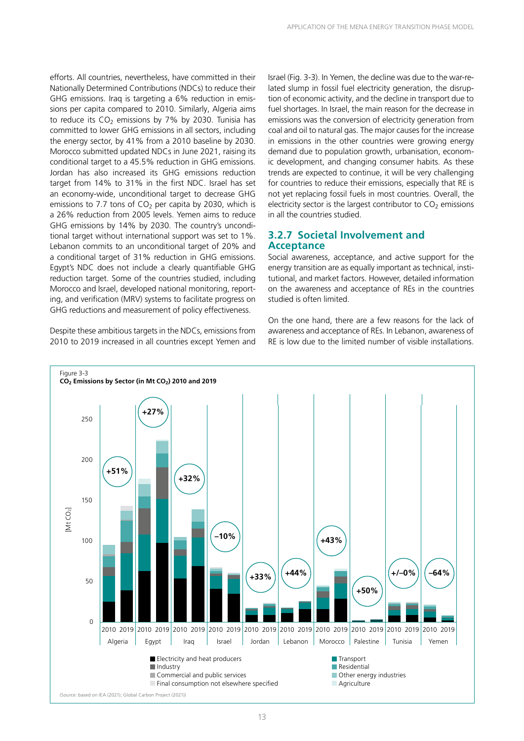efforts. All countries, nevertheless, have committed in their Nationally Determined Contributions (NDCs) to reduce their GHG emissions. Iraq is targeting a 6% reduction in emissions per capita compared to 2010. Similarly, Algeria aims to reduce its $CO_2$ emissions by 7% by 2030. Tunisia has committed to lower GHG emissions in all sectors, including the energy sector, by 41% from a 2010 baseline by 2030. Morocco submitted updated NDCs in June 2021, raising its conditional target to a 45.5% reduction in GHG emissions. Jordan has also increased its GHG emissions reduction target from 14% to 31% in the first NDC. Israel has set an economy-wide, unconditional target to decrease GHG emissions to 7.7 tons of $CO_2$ per capita by 2030, which is a 26% reduction from 2005 levels. Yemen aims to reduce GHG emissions by 14% by 2030. The country's unconditional target without international support was set to 1%. Lebanon commits to an unconditional target of 20% and a conditional target of 31% reduction in GHG emissions. Egypt's NDC does not include a clearly quantifiable GHG reduction target. Some of the countries studied, including Morocco and Israel, developed national monitoring, reporting, and verification (MRV) systems to facilitate progress on GHG reductions and measurement of policy effectiveness.

Despite these ambitious targets in the NDCs, emissions from 2010 to 2019 increased in all countries except Yemen and Israel (Fig. 3-3). In Yemen, the decline was due to the war-related slump in fossil fuel electricity generation, the disruption of economic activity, and the decline in transport due to fuel shortages. In Israel, the main reason for the decrease in emissions was the conversion of electricity generation from coal and oil to natural gas. The major causes for the increase in emissions in the other countries were growing energy demand due to population growth, urbanisation, economic development, and changing consumer habits. As these trends are expected to continue, it will be very challenging for countries to reduce their emissions, especially that RE is not yet replacing fossil fuels in most countries. Overall, the electricity sector is the largest contributor to $CO_2$ emissions in all the countries studied.

### 3.2.7 Societal Involvement and Acceptance

Social awareness, acceptance, and active support for the energy transition are as equally important as technical, institutional, and market factors. However, detailed information on the awareness and acceptance of REs in the countries studied is often limited.

On the one hand, there are a few reasons for the lack of awareness and acceptance of REs. In Lebanon, awareness of RE is low due to the limited number of visible installations.

Figure 3-3
**$CO_2$ Emissions by Sector (in Mt $CO_2$) 2010 and 2019**

| Country | Change 2010–2019 |
|---|---|
| Algeria | +51% |
| Egypt | +27% |
| Iraq | +32% |
| Israel | −10% |
| Jordan | +33% |
| Lebanon | +44% |
| Morocco | +43% |
| Palestine | +50% |
| Tunisia | +/−0% |
| Yemen | −64% |

Legend: Electricity and heat producers; Industry; Commercial and public services; Final consumption not elsewhere specified; Transport; Residential; Other energy industries; Agriculture

(Source: based on IEA (2021); Global Carbon Project (2021))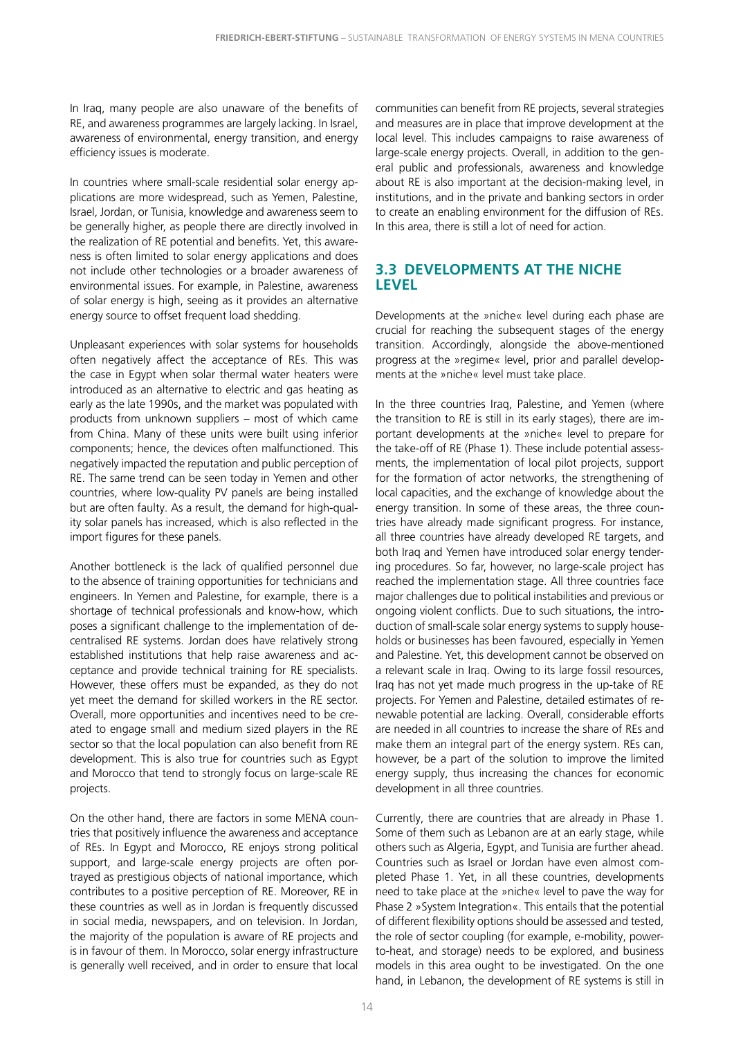In Iraq, many people are also unaware of the benefits of RE, and awareness programmes are largely lacking. In Israel, awareness of environmental, energy transition, and energy efficiency issues is moderate.

In countries where small-scale residential solar energy applications are more widespread, such as Yemen, Palestine, Israel, Jordan, or Tunisia, knowledge and awareness seem to be generally higher, as people there are directly involved in the realization of RE potential and benefits. Yet, this awareness is often limited to solar energy applications and does not include other technologies or a broader awareness of environmental issues. For example, in Palestine, awareness of solar energy is high, seeing as it provides an alternative energy source to offset frequent load shedding.

Unpleasant experiences with solar systems for households often negatively affect the acceptance of REs. This was the case in Egypt when solar thermal water heaters were introduced as an alternative to electric and gas heating as early as the late 1990s, and the market was populated with products from unknown suppliers – most of which came from China. Many of these units were built using inferior components; hence, the devices often malfunctioned. This negatively impacted the reputation and public perception of RE. The same trend can be seen today in Yemen and other countries, where low-quality PV panels are being installed but are often faulty. As a result, the demand for high-quality solar panels has increased, which is also reflected in the import figures for these panels.

Another bottleneck is the lack of qualified personnel due to the absence of training opportunities for technicians and engineers. In Yemen and Palestine, for example, there is a shortage of technical professionals and know-how, which poses a significant challenge to the implementation of decentralised RE systems. Jordan does have relatively strong established institutions that help raise awareness and acceptance and provide technical training for RE specialists. However, these offers must be expanded, as they do not yet meet the demand for skilled workers in the RE sector. Overall, more opportunities and incentives need to be created to engage small and medium sized players in the RE sector so that the local population can also benefit from RE development. This is also true for countries such as Egypt and Morocco that tend to strongly focus on large-scale RE projects.

On the other hand, there are factors in some MENA countries that positively influence the awareness and acceptance of REs. In Egypt and Morocco, RE enjoys strong political support, and large-scale energy projects are often portrayed as prestigious objects of national importance, which contributes to a positive perception of RE. Moreover, RE in these countries as well as in Jordan is frequently discussed in social media, newspapers, and on television. In Jordan, the majority of the population is aware of RE projects and is in favour of them. In Morocco, solar energy infrastructure is generally well received, and in order to ensure that local communities can benefit from RE projects, several strategies and measures are in place that improve development at the local level. This includes campaigns to raise awareness of large-scale energy projects. Overall, in addition to the general public and professionals, awareness and knowledge about RE is also important at the decision-making level, in institutions, and in the private and banking sectors in order to create an enabling environment for the diffusion of REs. In this area, there is still a lot of need for action.

## 3.3 DEVELOPMENTS AT THE NICHE LEVEL

Developments at the »niche« level during each phase are crucial for reaching the subsequent stages of the energy transition. Accordingly, alongside the above-mentioned progress at the »regime« level, prior and parallel developments at the »niche« level must take place.

In the three countries Iraq, Palestine, and Yemen (where the transition to RE is still in its early stages), there are important developments at the »niche« level to prepare for the take-off of RE (Phase 1). These include potential assessments, the implementation of local pilot projects, support for the formation of actor networks, the strengthening of local capacities, and the exchange of knowledge about the energy transition. In some of these areas, the three countries have already made significant progress. For instance, all three countries have already developed RE targets, and both Iraq and Yemen have introduced solar energy tendering procedures. So far, however, no large-scale project has reached the implementation stage. All three countries face major challenges due to political instabilities and previous or ongoing violent conflicts. Due to such situations, the introduction of small-scale solar energy systems to supply households or businesses has been favoured, especially in Yemen and Palestine. Yet, this development cannot be observed on a relevant scale in Iraq. Owing to its large fossil resources, Iraq has not yet made much progress in the up-take of RE projects. For Yemen and Palestine, detailed estimates of renewable potential are lacking. Overall, considerable efforts are needed in all countries to increase the share of REs and make them an integral part of the energy system. REs can, however, be a part of the solution to improve the limited energy supply, thus increasing the chances for economic development in all three countries.

Currently, there are countries that are already in Phase 1. Some of them such as Lebanon are at an early stage, while others such as Algeria, Egypt, and Tunisia are further ahead. Countries such as Israel or Jordan have even almost completed Phase 1. Yet, in all these countries, developments need to take place at the »niche« level to pave the way for Phase 2 »System Integration«. This entails that the potential of different flexibility options should be assessed and tested, the role of sector coupling (for example, e-mobility, power-to-heat, and storage) needs to be explored, and business models in this area ought to be investigated. On the one hand, in Lebanon, the development of RE systems is still in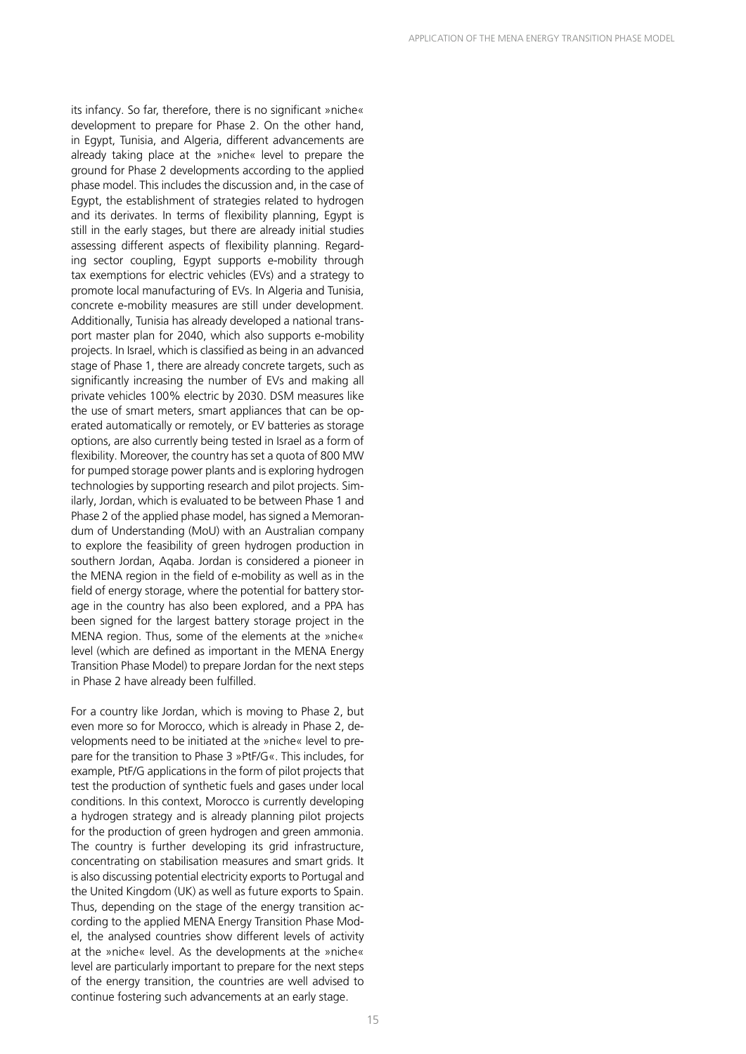its infancy. So far, therefore, there is no significant »niche« development to prepare for Phase 2. On the other hand, in Egypt, Tunisia, and Algeria, different advancements are already taking place at the »niche« level to prepare the ground for Phase 2 developments according to the applied phase model. This includes the discussion and, in the case of Egypt, the establishment of strategies related to hydrogen and its derivates. In terms of flexibility planning, Egypt is still in the early stages, but there are already initial studies assessing different aspects of flexibility planning. Regarding sector coupling, Egypt supports e-mobility through tax exemptions for electric vehicles (EVs) and a strategy to promote local manufacturing of EVs. In Algeria and Tunisia, concrete e-mobility measures are still under development. Additionally, Tunisia has already developed a national transport master plan for 2040, which also supports e-mobility projects. In Israel, which is classified as being in an advanced stage of Phase 1, there are already concrete targets, such as significantly increasing the number of EVs and making all private vehicles 100% electric by 2030. DSM measures like the use of smart meters, smart appliances that can be operated automatically or remotely, or EV batteries as storage options, are also currently being tested in Israel as a form of flexibility. Moreover, the country has set a quota of 800 MW for pumped storage power plants and is exploring hydrogen technologies by supporting research and pilot projects. Similarly, Jordan, which is evaluated to be between Phase 1 and Phase 2 of the applied phase model, has signed a Memorandum of Understanding (MoU) with an Australian company to explore the feasibility of green hydrogen production in southern Jordan, Aqaba. Jordan is considered a pioneer in the MENA region in the field of e-mobility as well as in the field of energy storage, where the potential for battery storage in the country has also been explored, and a PPA has been signed for the largest battery storage project in the MENA region. Thus, some of the elements at the »niche« level (which are defined as important in the MENA Energy Transition Phase Model) to prepare Jordan for the next steps in Phase 2 have already been fulfilled.

For a country like Jordan, which is moving to Phase 2, but even more so for Morocco, which is already in Phase 2, developments need to be initiated at the »niche« level to prepare for the transition to Phase 3 »PtF/G«. This includes, for example, PtF/G applications in the form of pilot projects that test the production of synthetic fuels and gases under local conditions. In this context, Morocco is currently developing a hydrogen strategy and is already planning pilot projects for the production of green hydrogen and green ammonia. The country is further developing its grid infrastructure, concentrating on stabilisation measures and smart grids. It is also discussing potential electricity exports to Portugal and the United Kingdom (UK) as well as future exports to Spain. Thus, depending on the stage of the energy transition according to the applied MENA Energy Transition Phase Model, the analysed countries show different levels of activity at the »niche« level. As the developments at the »niche« level are particularly important to prepare for the next steps of the energy transition, the countries are well advised to continue fostering such advancements at an early stage.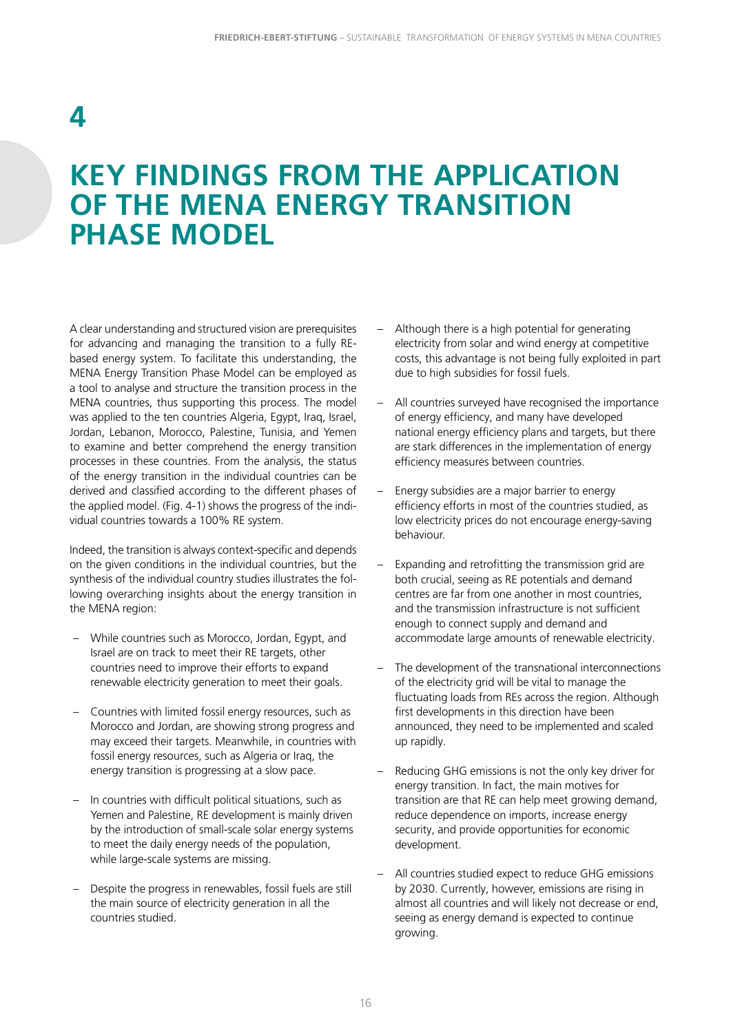# 4

# KEY FINDINGS FROM THE APPLICATION OF THE MENA ENERGY TRANSITION PHASE MODEL

A clear understanding and structured vision are prerequisites for advancing and managing the transition to a fully RE-based energy system. To facilitate this understanding, the MENA Energy Transition Phase Model can be employed as a tool to analyse and structure the transition process in the MENA countries, thus supporting this process. The model was applied to the ten countries Algeria, Egypt, Iraq, Israel, Jordan, Lebanon, Morocco, Palestine, Tunisia, and Yemen to examine and better comprehend the energy transition processes in these countries. From the analysis, the status of the energy transition in the individual countries can be derived and classified according to the different phases of the applied model. (Fig. 4-1) shows the progress of the individual countries towards a 100% RE system.

Indeed, the transition is always context-specific and depends on the given conditions in the individual countries, but the synthesis of the individual country studies illustrates the following overarching insights about the energy transition in the MENA region:

- While countries such as Morocco, Jordan, Egypt, and Israel are on track to meet their RE targets, other countries need to improve their efforts to expand renewable electricity generation to meet their goals.
- Countries with limited fossil energy resources, such as Morocco and Jordan, are showing strong progress and may exceed their targets. Meanwhile, in countries with fossil energy resources, such as Algeria or Iraq, the energy transition is progressing at a slow pace.
- In countries with difficult political situations, such as Yemen and Palestine, RE development is mainly driven by the introduction of small-scale solar energy systems to meet the daily energy needs of the population, while large-scale systems are missing.
- Despite the progress in renewables, fossil fuels are still the main source of electricity generation in all the countries studied.
- Although there is a high potential for generating electricity from solar and wind energy at competitive costs, this advantage is not being fully exploited in part due to high subsidies for fossil fuels.
- All countries surveyed have recognised the importance of energy efficiency, and many have developed national energy efficiency plans and targets, but there are stark differences in the implementation of energy efficiency measures between countries.
- Energy subsidies are a major barrier to energy efficiency efforts in most of the countries studied, as low electricity prices do not encourage energy-saving behaviour.
- Expanding and retrofitting the transmission grid are both crucial, seeing as RE potentials and demand centres are far from one another in most countries, and the transmission infrastructure is not sufficient enough to connect supply and demand and accommodate large amounts of renewable electricity.
- The development of the transnational interconnections of the electricity grid will be vital to manage the fluctuating loads from REs across the region. Although first developments in this direction have been announced, they need to be implemented and scaled up rapidly.
- Reducing GHG emissions is not the only key driver for energy transition. In fact, the main motives for transition are that RE can help meet growing demand, reduce dependence on imports, increase energy security, and provide opportunities for economic development.
- All countries studied expect to reduce GHG emissions by 2030. Currently, however, emissions are rising in almost all countries and will likely not decrease or end, seeing as energy demand is expected to continue growing.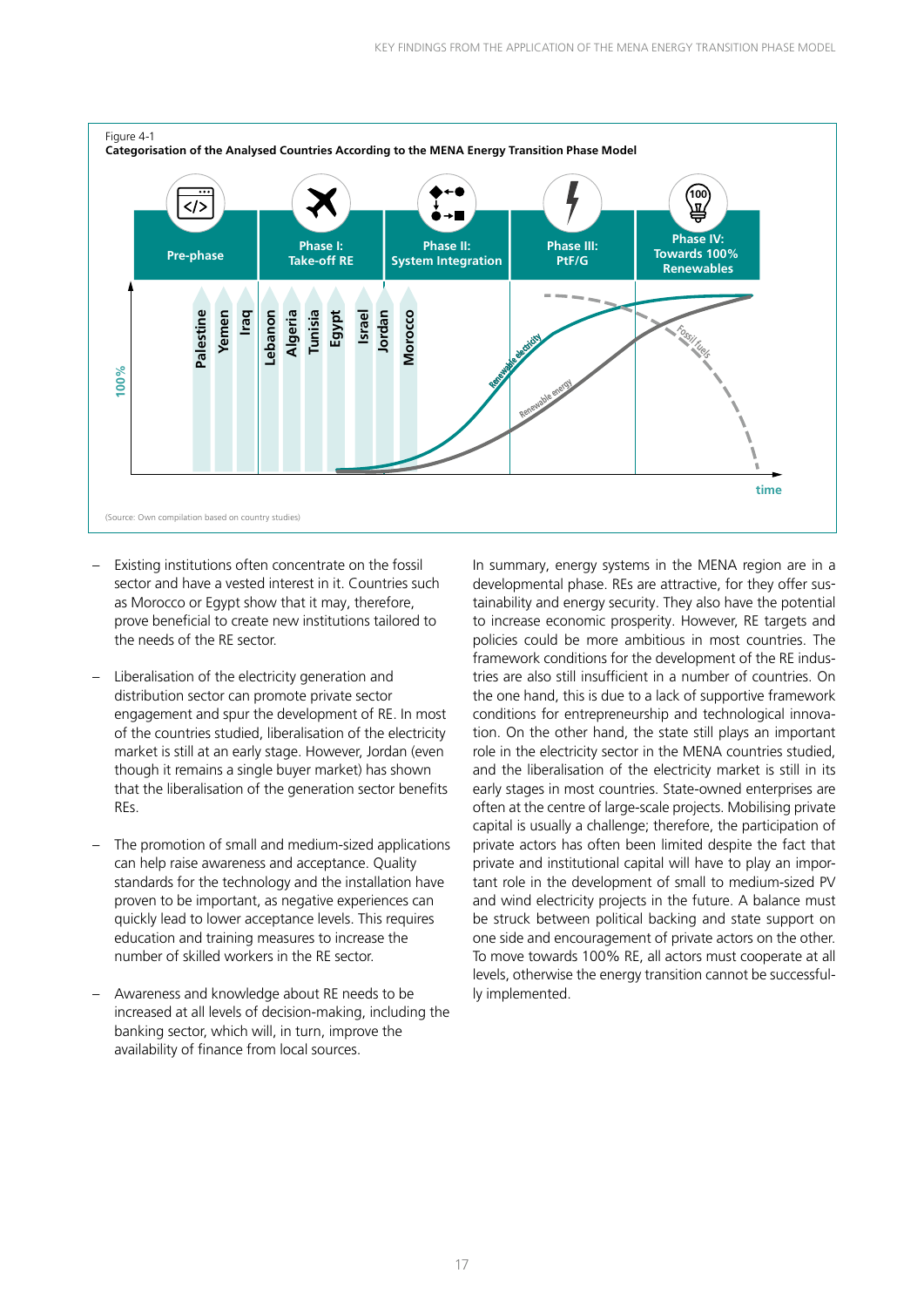Figure 4-1
**Categorisation of the Analysed Countries According to the MENA Energy Transition Phase Model**

Pre-phase | Phase I: Take-off RE | Phase II: System Integration | Phase III: PtF/G | Phase IV: Towards 100% Renewables

Palestine, Yemen, Iraq, Lebanon, Algeria, Tunisia, Egypt, Israel, Jordan, Morocco

100% — Renewable electricity — Renewable energy — Fossil fuels — time

(Source: Own compilation based on country studies)

- Existing institutions often concentrate on the fossil sector and have a vested interest in it. Countries such as Morocco or Egypt show that it may, therefore, prove beneficial to create new institutions tailored to the needs of the RE sector.
- Liberalisation of the electricity generation and distribution sector can promote private sector engagement and spur the development of RE. In most of the countries studied, liberalisation of the electricity market is still at an early stage. However, Jordan (even though it remains a single buyer market) has shown that the liberalisation of the generation sector benefits REs.
- The promotion of small and medium-sized applications can help raise awareness and acceptance. Quality standards for the technology and the installation have proven to be important, as negative experiences can quickly lead to lower acceptance levels. This requires education and training measures to increase the number of skilled workers in the RE sector.
- Awareness and knowledge about RE needs to be increased at all levels of decision-making, including the banking sector, which will, in turn, improve the availability of finance from local sources.

In summary, energy systems in the MENA region are in a developmental phase. REs are attractive, for they offer sustainability and energy security. They also have the potential to increase economic prosperity. However, RE targets and policies could be more ambitious in most countries. The framework conditions for the development of the RE industries are also still insufficient in a number of countries. On the one hand, this is due to a lack of supportive framework conditions for entrepreneurship and technological innovation. On the other hand, the state still plays an important role in the electricity sector in the MENA countries studied, and the liberalisation of the electricity market is still in its early stages in most countries. State-owned enterprises are often at the centre of large-scale projects. Mobilising private capital is usually a challenge; therefore, the participation of private actors has often been limited despite the fact that private and institutional capital will have to play an important role in the development of small to medium-sized PV and wind electricity projects in the future. A balance must be struck between political backing and state support on one side and encouragement of private actors on the other. To move towards 100% RE, all actors must cooperate at all levels, otherwise the energy transition cannot be successfully implemented.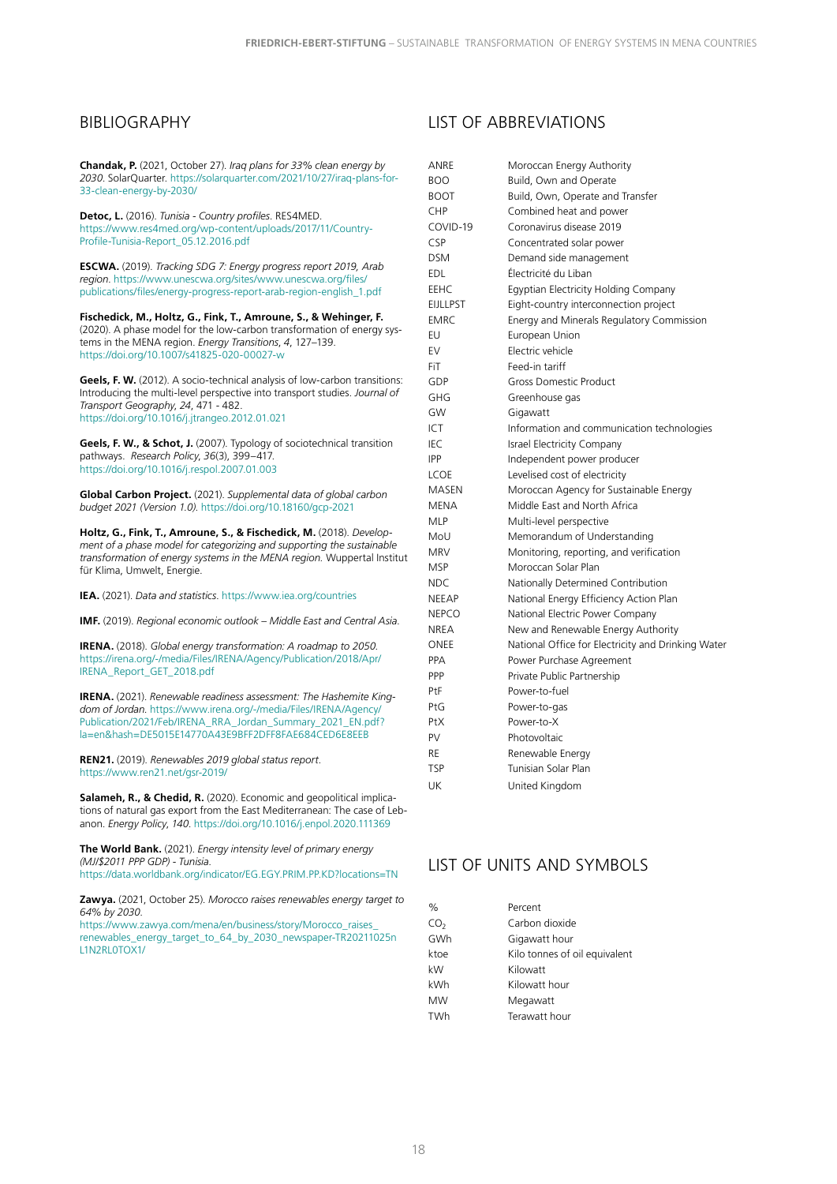## BIBLIOGRAPHY

**Chandak, P.** (2021, October 27). *Iraq plans for 33% clean energy by 2030*. SolarQuarter. https://solarquarter.com/2021/10/27/iraq-plans-for-33-clean-energy-by-2030/

**Detoc, L.** (2016). *Tunisia - Country profiles*. RES4MED. https://www.res4med.org/wp-content/uploads/2017/11/Country-Profile-Tunisia-Report_05.12.2016.pdf

**ESCWA.** (2019). *Tracking SDG 7: Energy progress report 2019, Arab region*. https://www.unescwa.org/sites/www.unescwa.org/files/publications/files/energy-progress-report-arab-region-english_1.pdf

**Fischedick, M., Holtz, G., Fink, T., Amroune, S., & Wehinger, F.** (2020). A phase model for the low-carbon transformation of energy systems in the MENA region. *Energy Transitions*, *4*, 127–139. https://doi.org/10.1007/s41825-020-00027-w

**Geels, F. W.** (2012). A socio-technical analysis of low-carbon transitions: Introducing the multi-level perspective into transport studies. *Journal of Transport Geography*, *24*, 471 - 482. https://doi.org/10.1016/j.jtrangeo.2012.01.021

**Geels, F. W., & Schot, J.** (2007). Typology of sociotechnical transition pathways. *Research Policy*, *36*(3), 399–417. https://doi.org/10.1016/j.respol.2007.01.003

**Global Carbon Project.** (2021). *Supplemental data of global carbon budget 2021 (Version 1.0)*. https://doi.org/10.18160/gcp-2021

**Holtz, G., Fink, T., Amroune, S., & Fischedick, M.** (2018). *Development of a phase model for categorizing and supporting the sustainable transformation of energy systems in the MENA region.* Wuppertal Institut für Klima, Umwelt, Energie.

**IEA.** (2021). *Data and statistics*. https://www.iea.org/countries

**IMF.** (2019). *Regional economic outlook – Middle East and Central Asia*.

**IRENA.** (2018). *Global energy transformation: A roadmap to 2050*. https://irena.org/-/media/Files/IRENA/Agency/Publication/2018/Apr/IRENA_Report_GET_2018.pdf

**IRENA.** (2021). *Renewable readiness assessment: The Hashemite Kingdom of Jordan*. https://www.irena.org/-/media/Files/IRENA/Agency/Publication/2021/Feb/IRENA_RRA_Jordan_Summary_2021_EN.pdf?la=en&hash=DE5015E14770A43E9BFF2DFF8FAE684CED6E8EEB

**REN21.** (2019). *Renewables 2019 global status report*. https://www.ren21.net/gsr-2019/

**Salameh, R., & Chedid, R.** (2020). Economic and geopolitical implications of natural gas export from the East Mediterranean: The case of Lebanon. *Energy Policy*, *140*. https://doi.org/10.1016/j.enpol.2020.111369

**The World Bank.** (2021). *Energy intensity level of primary energy (MJ/$2011 PPP GDP) - Tunisia*. https://data.worldbank.org/indicator/EG.EGY.PRIM.PP.KD?locations=TN

**Zawya.** (2021, October 25). *Morocco raises renewables energy target to 64% by 2030*. https://www.zawya.com/mena/en/business/story/Morocco_raises_renewables_energy_target_to_64_by_2030_newspaper-TR20211025nL1N2RL0TOX1/

## LIST OF ABBREVIATIONS

| | |
|---|---|
| ANRE | Moroccan Energy Authority |
| BOO | Build, Own and Operate |
| BOOT | Build, Own, Operate and Transfer |
| CHP | Combined heat and power |
| COVID-19 | Coronavirus disease 2019 |
| CSP | Concentrated solar power |
| DSM | Demand side management |
| EDL | Électricité du Liban |
| EEHC | Egyptian Electricity Holding Company |
| EIJLLPST | Eight-country interconnection project |
| EMRC | Energy and Minerals Regulatory Commission |
| EU | European Union |
| EV | Electric vehicle |
| FiT | Feed-in tariff |
| GDP | Gross Domestic Product |
| GHG | Greenhouse gas |
| GW | Gigawatt |
| ICT | Information and communication technologies |
| IEC | Israel Electricity Company |
| IPP | Independent power producer |
| LCOE | Levelised cost of electricity |
| MASEN | Moroccan Agency for Sustainable Energy |
| MENA | Middle East and North Africa |
| MLP | Multi-level perspective |
| MoU | Memorandum of Understanding |
| MRV | Monitoring, reporting, and verification |
| MSP | Moroccan Solar Plan |
| NDC | Nationally Determined Contribution |
| NEEAP | National Energy Efficiency Action Plan |
| NEPCO | National Electric Power Company |
| NREA | New and Renewable Energy Authority |
| ONEE | National Office for Electricity and Drinking Water |
| PPA | Power Purchase Agreement |
| PPP | Private Public Partnership |
| PtF | Power-to-fuel |
| PtG | Power-to-gas |
| PtX | Power-to-X |
| PV | Photovoltaic |
| RE | Renewable Energy |
| TSP | Tunisian Solar Plan |
| UK | United Kingdom |

## LIST OF UNITS AND SYMBOLS

| | |
|---|---|
| % | Percent |
| $CO_2$ | Carbon dioxide |
| GWh | Gigawatt hour |
| ktoe | Kilo tonnes of oil equivalent |
| kW | Kilowatt |
| kWh | Kilowatt hour |
| MW | Megawatt |
| TWh | Terawatt hour |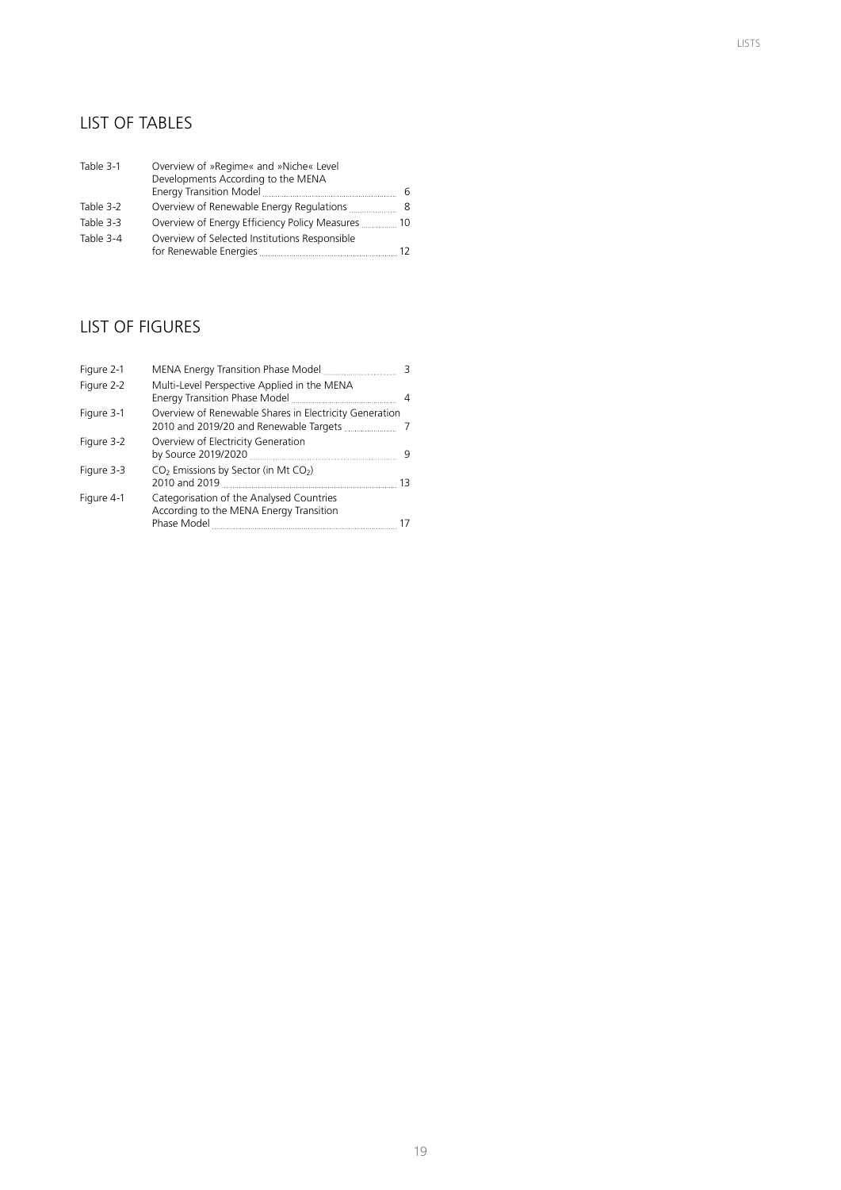## LIST OF TABLES

| | | |
|---|---|---|
| Table 3-1 | Overview of »Regime« and »Niche« Level Developments According to the MENA Energy Transition Model | 6 |
| Table 3-2 | Overview of Renewable Energy Regulations | 8 |
| Table 3-3 | Overview of Energy Efficiency Policy Measures | 10 |
| Table 3-4 | Overview of Selected Institutions Responsible for Renewable Energies | 12 |

## LIST OF FIGURES

| | | |
|---|---|---|
| Figure 2-1 | MENA Energy Transition Phase Model | 3 |
| Figure 2-2 | Multi-Level Perspective Applied in the MENA Energy Transition Phase Model | 4 |
| Figure 3-1 | Overview of Renewable Shares in Electricity Generation 2010 and 2019/20 and Renewable Targets | 7 |
| Figure 3-2 | Overview of Electricity Generation by Source 2019/2020 | 9 |
| Figure 3-3 | $CO_2$ Emissions by Sector (in Mt $CO_2$) 2010 and 2019 | 13 |
| Figure 4-1 | Categorisation of the Analysed Countries According to the MENA Energy Transition Phase Model | 17 |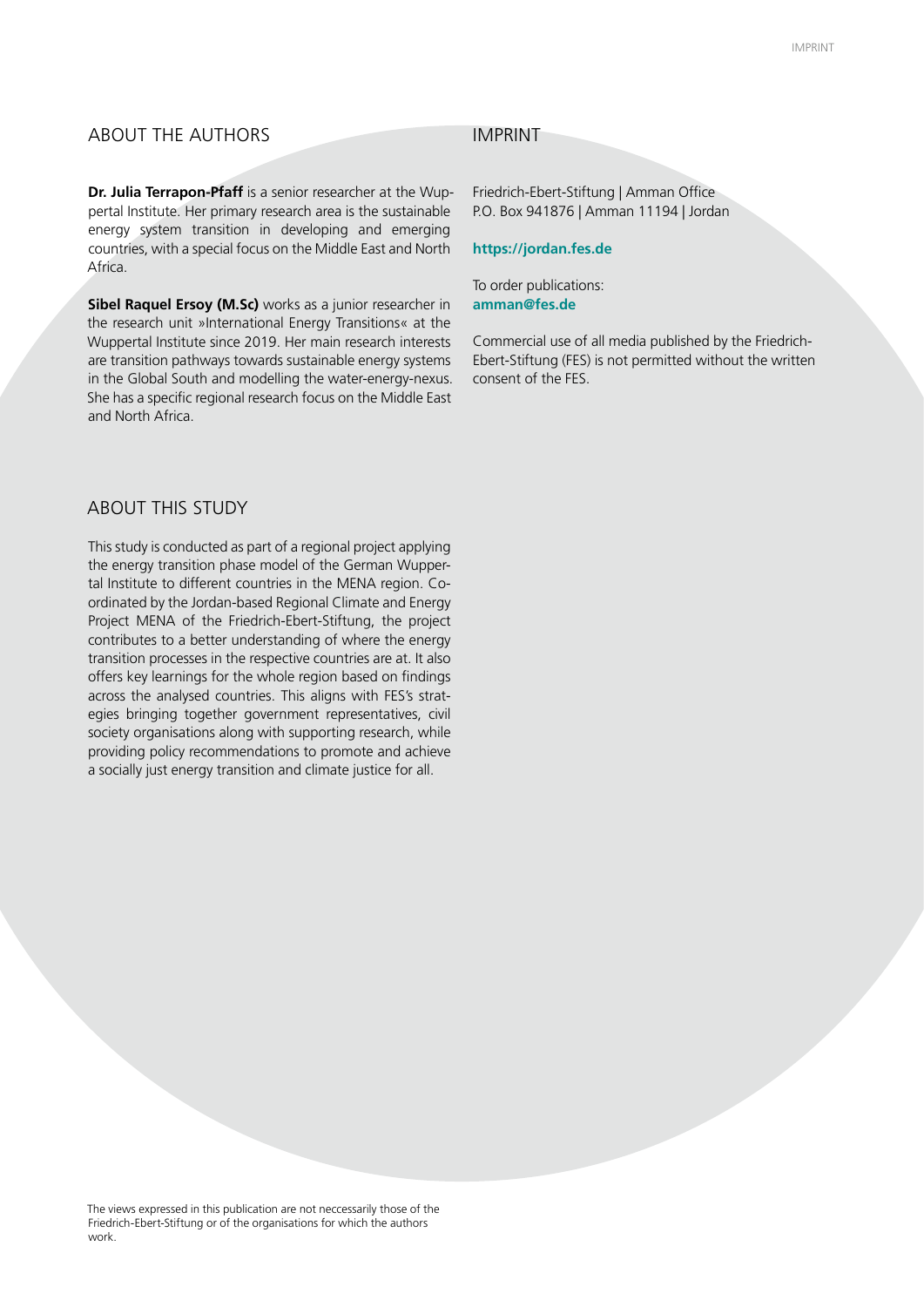## ABOUT THE AUTHORS

**Dr. Julia Terrapon-Pfaff** is a senior researcher at the Wuppertal Institute. Her primary research area is the sustainable energy system transition in developing and emerging countries, with a special focus on the Middle East and North Africa.

**Sibel Raquel Ersoy (M.Sc)** works as a junior researcher in the research unit »International Energy Transitions« at the Wuppertal Institute since 2019. Her main research interests are transition pathways towards sustainable energy systems in the Global South and modelling the water-energy-nexus. She has a specific regional research focus on the Middle East and North Africa.

## ABOUT THIS STUDY

This study is conducted as part of a regional project applying the energy transition phase model of the German Wuppertal Institute to different countries in the MENA region. Coordinated by the Jordan-based Regional Climate and Energy Project MENA of the Friedrich-Ebert-Stiftung, the project contributes to a better understanding of where the energy transition processes in the respective countries are at. It also offers key learnings for the whole region based on findings across the analysed countries. This aligns with FES's strategies bringing together government representatives, civil society organisations along with supporting research, while providing policy recommendations to promote and achieve a socially just energy transition and climate justice for all.

## IMPRINT

Friedrich-Ebert-Stiftung | Amman Office
P.O. Box 941876 | Amman 11194 | Jordan

**https://jordan.fes.de**

To order publications:
**amman@fes.de**

Commercial use of all media published by the Friedrich-Ebert-Stiftung (FES) is not permitted without the written consent of the FES.

The views expressed in this publication are not neccessarily those of the Friedrich-Ebert-Stiftung or of the organisations for which the authors work.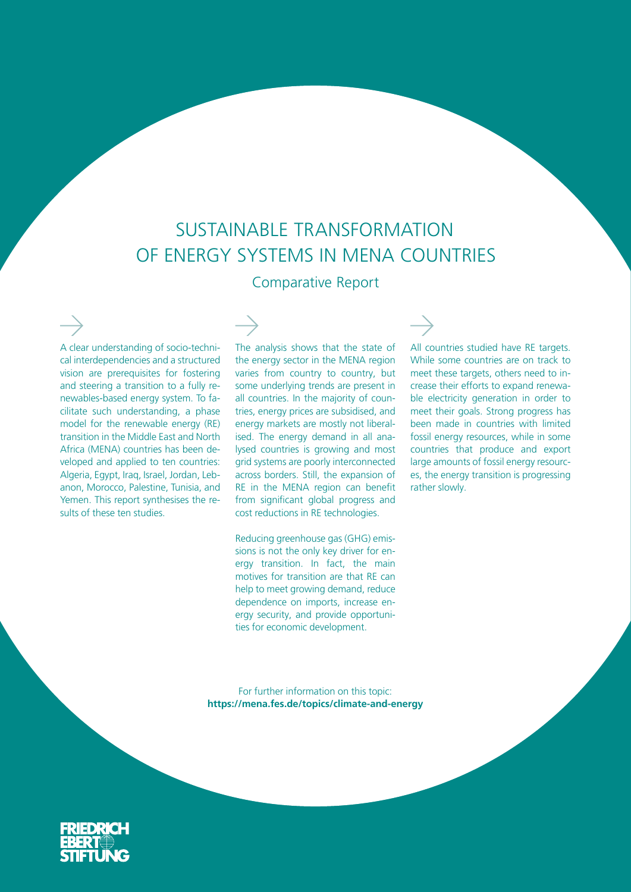# SUSTAINABLE TRANSFORMATION OF ENERGY SYSTEMS IN MENA COUNTRIES

## Comparative Report

→

A clear understanding of socio-technical interdependencies and a structured vision are prerequisites for fostering and steering a transition to a fully renewables-based energy system. To facilitate such understanding, a phase model for the renewable energy (RE) transition in the Middle East and North Africa (MENA) countries has been developed and applied to ten countries: Algeria, Egypt, Iraq, Israel, Jordan, Lebanon, Morocco, Palestine, Tunisia, and Yemen. This report synthesises the results of these ten studies.

→

The analysis shows that the state of the energy sector in the MENA region varies from country to country, but some underlying trends are present in all countries. In the majority of countries, energy prices are subsidised, and energy markets are mostly not liberalised. The energy demand in all analysed countries is growing and most grid systems are poorly interconnected across borders. Still, the expansion of RE in the MENA region can benefit from significant global progress and cost reductions in RE technologies.

Reducing greenhouse gas (GHG) emissions is not the only key driver for energy transition. In fact, the main motives for transition are that RE can help to meet growing demand, reduce dependence on imports, increase energy security, and provide opportunities for economic development.

→

All countries studied have RE targets. While some countries are on track to meet these targets, others need to increase their efforts to expand renewable electricity generation in order to meet their goals. Strong progress has been made in countries with limited fossil energy resources, while in some countries that produce and export large amounts of fossil energy resources, the energy transition is progressing rather slowly.

For further information on this topic:
**https://mena.fes.de/topics/climate-and-energy**

FRIEDRICH EBERT STIFTUNG